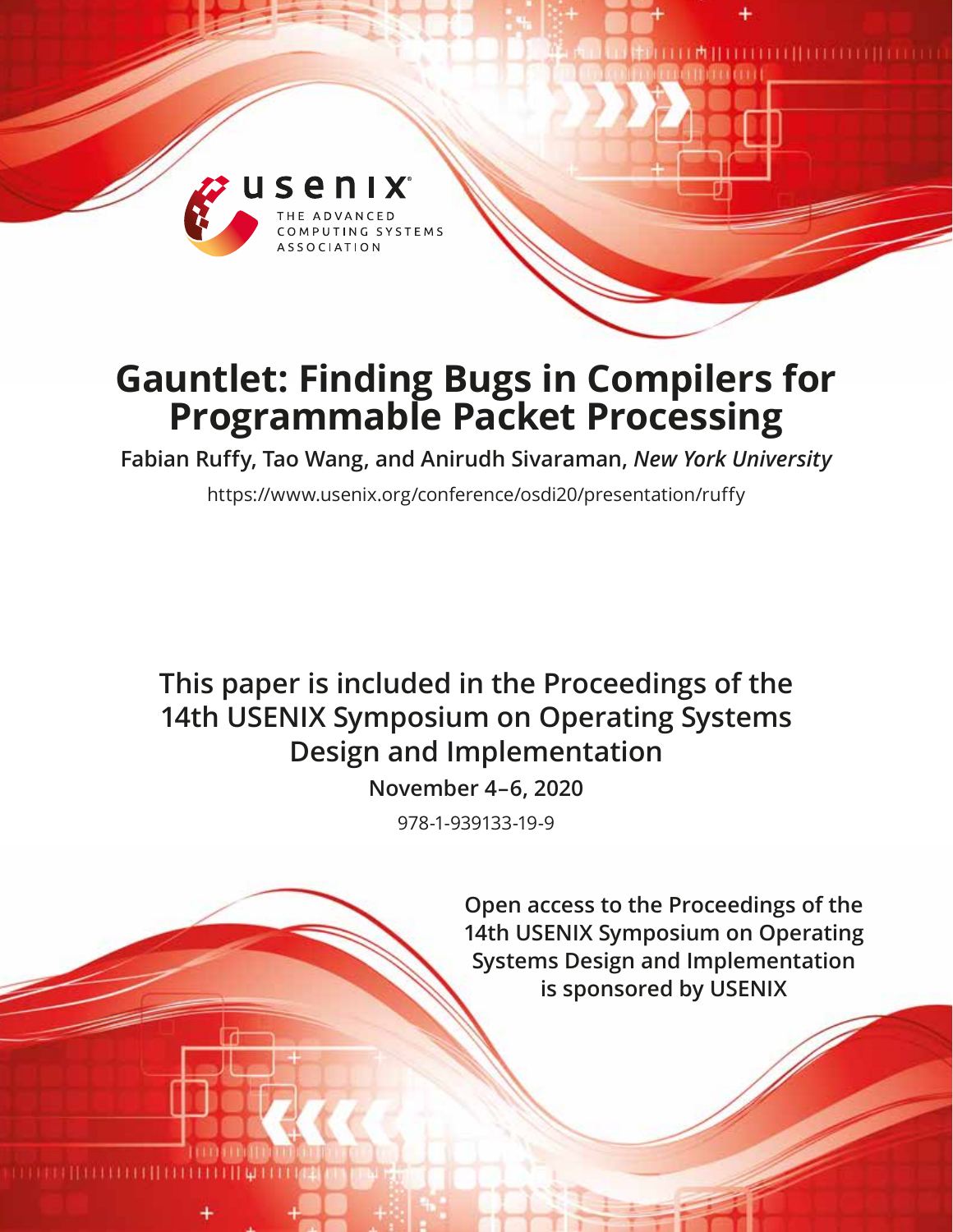# Gauntlet: Finding Bugs in Compilers for Programmable Packet Processing

**Fabian Ruffy, Tao Wang, and Anirudh Sivaraman,** ***New York University***

https://www.usenix.org/conference/osdi20/presentation/ruffy

**This paper is included in the Proceedings of the 14th USENIX Symposium on Operating Systems Design and Implementation**

**November 4–6, 2020**

978-1-939133-19-9

**Open access to the Proceedings of the 14th USENIX Symposium on Operating Systems Design and Implementation is sponsored by USENIX**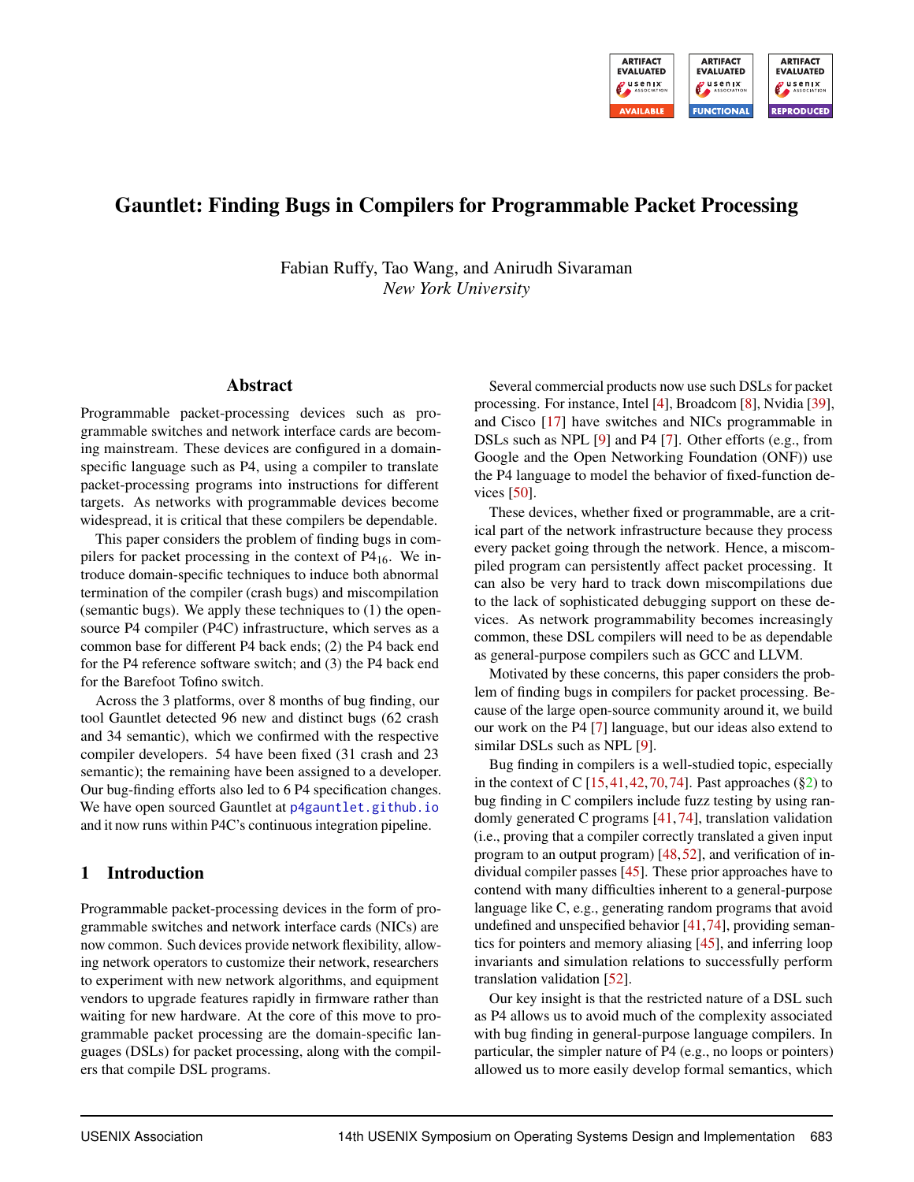# Gauntlet: Finding Bugs in Compilers for Programmable Packet Processing

Fabian Ruffy, Tao Wang, and Anirudh Sivaraman
*New York University*

## Abstract

Programmable packet-processing devices such as programmable switches and network interface cards are becoming mainstream. These devices are configured in a domain-specific language such as P4, using a compiler to translate packet-processing programs into instructions for different targets. As networks with programmable devices become widespread, it is critical that these compilers be dependable.

This paper considers the problem of finding bugs in compilers for packet processing in the context of $P4_{16}$. We introduce domain-specific techniques to induce both abnormal termination of the compiler (crash bugs) and miscompilation (semantic bugs). We apply these techniques to (1) the open-source P4 compiler (P4C) infrastructure, which serves as a common base for different P4 back ends; (2) the P4 back end for the P4 reference software switch; and (3) the P4 back end for the Barefoot Tofino switch.

Across the 3 platforms, over 8 months of bug finding, our tool Gauntlet detected 96 new and distinct bugs (62 crash and 34 semantic), which we confirmed with the respective compiler developers. 54 have been fixed (31 crash and 23 semantic); the remaining have been assigned to a developer. Our bug-finding efforts also led to 6 P4 specification changes. We have open sourced Gauntlet at p4gauntlet.github.io and it now runs within P4C's continuous integration pipeline.

## 1 Introduction

Programmable packet-processing devices in the form of programmable switches and network interface cards (NICs) are now common. Such devices provide network flexibility, allowing network operators to customize their network, researchers to experiment with new network algorithms, and equipment vendors to upgrade features rapidly in firmware rather than waiting for new hardware. At the core of this move to programmable packet processing are the domain-specific languages (DSLs) for packet processing, along with the compilers that compile DSL programs.

Several commercial products now use such DSLs for packet processing. For instance, Intel [4], Broadcom [8], Nvidia [39], and Cisco [17] have switches and NICs programmable in DSLs such as NPL [9] and P4 [7]. Other efforts (e.g., from Google and the Open Networking Foundation (ONF)) use the P4 language to model the behavior of fixed-function devices [50].

These devices, whether fixed or programmable, are a critical part of the network infrastructure because they process every packet going through the network. Hence, a miscompiled program can persistently affect packet processing. It can also be very hard to track down miscompilations due to the lack of sophisticated debugging support on these devices. As network programmability becomes increasingly common, these DSL compilers will need to be as dependable as general-purpose compilers such as GCC and LLVM.

Motivated by these concerns, this paper considers the problem of finding bugs in compilers for packet processing. Because of the large open-source community around it, we build our work on the P4 [7] language, but our ideas also extend to similar DSLs such as NPL [9].

Bug finding in compilers is a well-studied topic, especially in the context of C [15, 41, 42, 70, 74]. Past approaches (§2) to bug finding in C compilers include fuzz testing by using randomly generated C programs [41, 74], translation validation (i.e., proving that a compiler correctly translated a given input program to an output program) [48, 52], and verification of individual compiler passes [45]. These prior approaches have to contend with many difficulties inherent to a general-purpose language like C, e.g., generating random programs that avoid undefined and unspecified behavior [41, 74], providing semantics for pointers and memory aliasing [45], and inferring loop invariants and simulation relations to successfully perform translation validation [52].

Our key insight is that the restricted nature of a DSL such as P4 allows us to avoid much of the complexity associated with bug finding in general-purpose language compilers. In particular, the simpler nature of P4 (e.g., no loops or pointers) allowed us to more easily develop formal semantics, which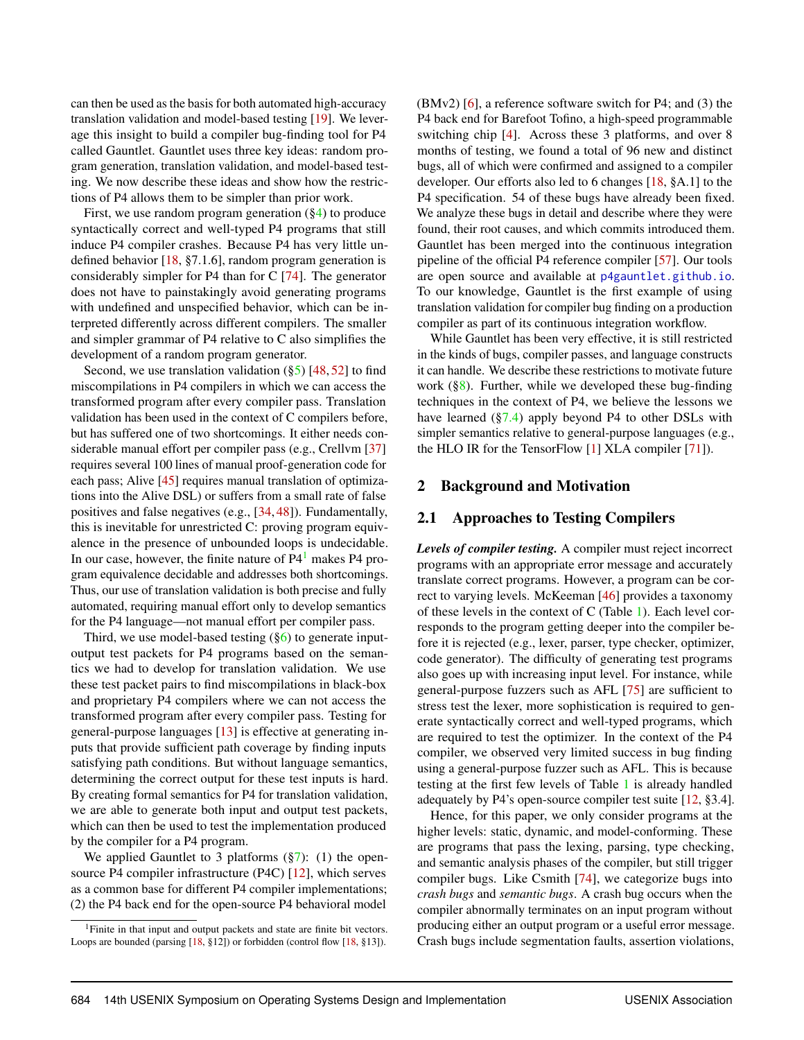can then be used as the basis for both automated high-accuracy translation validation and model-based testing [19]. We leverage this insight to build a compiler bug-finding tool for P4 called Gauntlet. Gauntlet uses three key ideas: random program generation, translation validation, and model-based testing. We now describe these ideas and show how the restrictions of P4 allows them to be simpler than prior work.

First, we use random program generation (§4) to produce syntactically correct and well-typed P4 programs that still induce P4 compiler crashes. Because P4 has very little undefined behavior [18, §7.1.6], random program generation is considerably simpler for P4 than for C [74]. The generator does not have to painstakingly avoid generating programs with undefined and unspecified behavior, which can be interpreted differently across different compilers. The smaller and simpler grammar of P4 relative to C also simplifies the development of a random program generator.

Second, we use translation validation (§5) [48, 52] to find miscompilations in P4 compilers in which we can access the transformed program after every compiler pass. Translation validation has been used in the context of C compilers before, but has suffered one of two shortcomings. It either needs considerable manual effort per compiler pass (e.g., Crellvm [37] requires several 100 lines of manual proof-generation code for each pass; Alive [45] requires manual translation of optimizations into the Alive DSL) or suffers from a small rate of false positives and false negatives (e.g., [34, 48]). Fundamentally, this is inevitable for unrestricted C: proving program equivalence in the presence of unbounded loops is undecidable. In our case, however, the finite nature of P4[1] makes P4 program equivalence decidable and addresses both shortcomings. Thus, our use of translation validation is both precise and fully automated, requiring manual effort only to develop semantics for the P4 language—not manual effort per compiler pass.

Third, we use model-based testing (§6) to generate input-output test packets for P4 programs based on the semantics we had to develop for translation validation. We use these test packet pairs to find miscompilations in black-box and proprietary P4 compilers where we can not access the transformed program after every compiler pass. Testing for general-purpose languages [13] is effective at generating inputs that provide sufficient path coverage by finding inputs satisfying path conditions. But without language semantics, determining the correct output for these test inputs is hard. By creating formal semantics for P4 for translation validation, we are able to generate both input and output test packets, which can then be used to test the implementation produced by the compiler for a P4 program.

We applied Gauntlet to 3 platforms (§7): (1) the open-source P4 compiler infrastructure (P4C) [12], which serves as a common base for different P4 compiler implementations; (2) the P4 back end for the open-source P4 behavioral model (BMv2) [6], a reference software switch for P4; and (3) the P4 back end for Barefoot Tofino, a high-speed programmable switching chip [4]. Across these 3 platforms, and over 8 months of testing, we found a total of 96 new and distinct bugs, all of which were confirmed and assigned to a compiler developer. Our efforts also led to 6 changes [18, §A.1] to the P4 specification. 54 of these bugs have already been fixed. We analyze these bugs in detail and describe where they were found, their root causes, and which commits introduced them. Gauntlet has been merged into the continuous integration pipeline of the official P4 reference compiler [57]. Our tools are open source and available at p4gauntlet.github.io. To our knowledge, Gauntlet is the first example of using translation validation for compiler bug finding on a production compiler as part of its continuous integration workflow.

While Gauntlet has been very effective, it is still restricted in the kinds of bugs, compiler passes, and language constructs it can handle. We describe these restrictions to motivate future work (§8). Further, while we developed these bug-finding techniques in the context of P4, we believe the lessons we have learned (§7.4) apply beyond P4 to other DSLs with simpler semantics relative to general-purpose languages (e.g., the HLO IR for the TensorFlow [1] XLA compiler [71]).

## 2 Background and Motivation

### 2.1 Approaches to Testing Compilers

***Levels of compiler testing.*** A compiler must reject incorrect programs with an appropriate error message and accurately translate correct programs. However, a program can be correct to varying levels. McKeeman [46] provides a taxonomy of these levels in the context of C (Table 1). Each level corresponds to the program getting deeper into the compiler before it is rejected (e.g., lexer, parser, type checker, optimizer, code generator). The difficulty of generating test programs also goes up with increasing input level. For instance, while general-purpose fuzzers such as AFL [75] are sufficient to stress test the lexer, more sophistication is required to generate syntactically correct and well-typed programs, which are required to test the optimizer. In the context of the P4 compiler, we observed very limited success in bug finding using a general-purpose fuzzer such as AFL. This is because testing at the first few levels of Table 1 is already handled adequately by P4's open-source compiler test suite [12, §3.4].

Hence, for this paper, we only consider programs at the higher levels: static, dynamic, and model-conforming. These are programs that pass the lexing, parsing, type checking, and semantic analysis phases of the compiler, but still trigger compiler bugs. Like Csmith [74], we categorize bugs into *crash bugs* and *semantic bugs*. A crash bug occurs when the compiler abnormally terminates on an input program without producing either an output program or a useful error message. Crash bugs include segmentation faults, assertion violations,

[1] Finite in that input and output packets and state are finite bit vectors. Loops are bounded (parsing [18, §12]) or forbidden (control flow [18, §13]).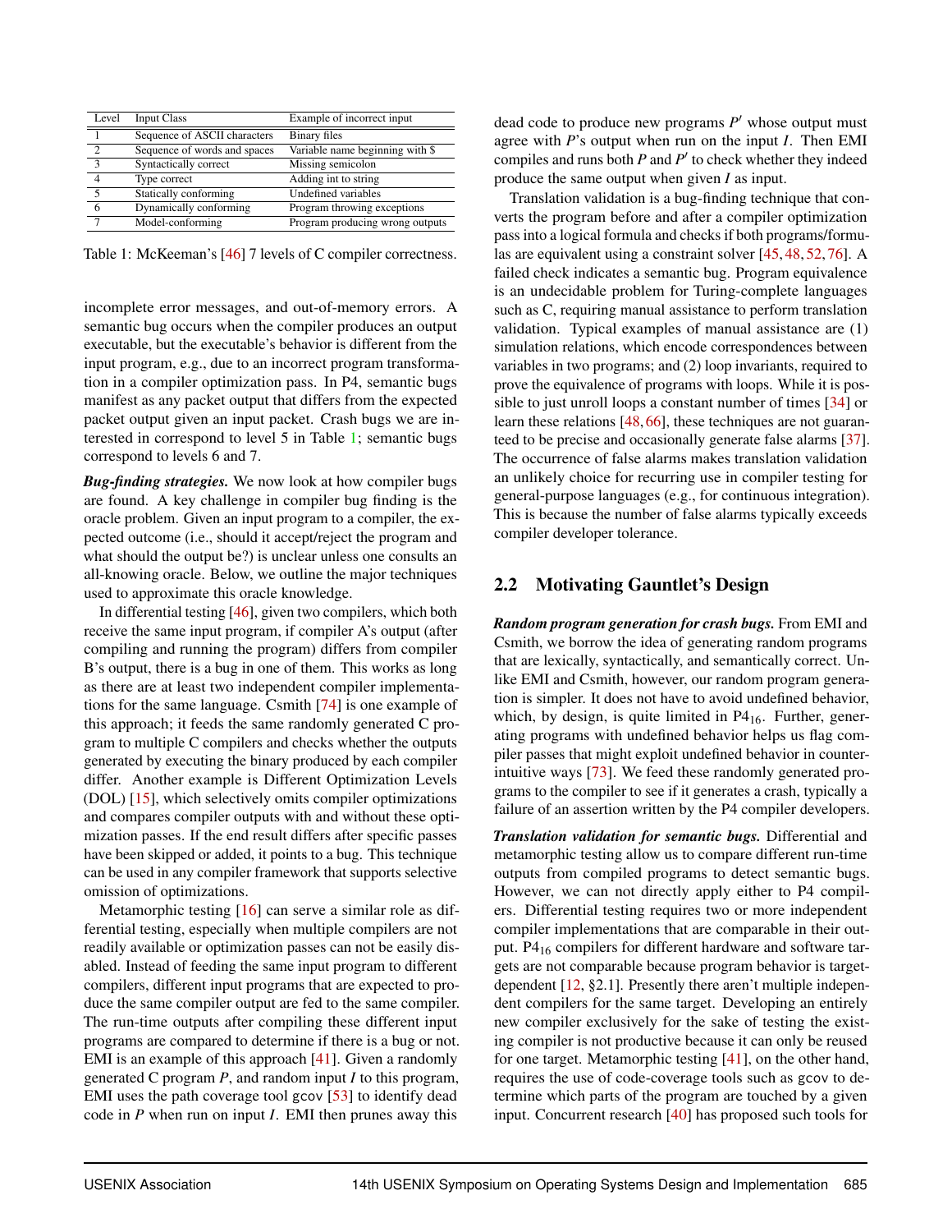| Level | Input Class | Example of incorrect input |
|---|---|---|
| 1 | Sequence of ASCII characters | Binary files |
| 2 | Sequence of words and spaces | Variable name beginning with $ |
| 3 | Syntactically correct | Missing semicolon |
| 4 | Type correct | Adding int to string |
| 5 | Statically conforming | Undefined variables |
| 6 | Dynamically conforming | Program throwing exceptions |
| 7 | Model-conforming | Program producing wrong outputs |

Table 1: McKeeman's [46] 7 levels of C compiler correctness.

incomplete error messages, and out-of-memory errors. A semantic bug occurs when the compiler produces an output executable, but the executable's behavior is different from the input program, e.g., due to an incorrect program transformation in a compiler optimization pass. In P4, semantic bugs manifest as any packet output that differs from the expected packet output given an input packet. Crash bugs we are interested in correspond to level 5 in Table 1; semantic bugs correspond to levels 6 and 7.

***Bug-finding strategies.*** We now look at how compiler bugs are found. A key challenge in compiler bug finding is the oracle problem. Given an input program to a compiler, the expected outcome (i.e., should it accept/reject the program and what should the output be?) is unclear unless one consults an all-knowing oracle. Below, we outline the major techniques used to approximate this oracle knowledge.

In differential testing [46], given two compilers, which both receive the same input program, if compiler A's output (after compiling and running the program) differs from compiler B's output, there is a bug in one of them. This works as long as there are at least two independent compiler implementations for the same language. Csmith [74] is one example of this approach; it feeds the same randomly generated C program to multiple C compilers and checks whether the outputs generated by executing the binary produced by each compiler differ. Another example is Different Optimization Levels (DOL) [15], which selectively omits compiler optimizations and compares compiler outputs with and without these optimization passes. If the end result differs after specific passes have been skipped or added, it points to a bug. This technique can be used in any compiler framework that supports selective omission of optimizations.

Metamorphic testing [16] can serve a similar role as differential testing, especially when multiple compilers are not readily available or optimization passes can not be easily disabled. Instead of feeding the same input program to different compilers, different input programs that are expected to produce the same compiler output are fed to the same compiler. The run-time outputs after compiling these different input programs are compared to determine if there is a bug or not. EMI is an example of this approach [41]. Given a randomly generated C program $P$, and random input $I$ to this program, EMI uses the path coverage tool gcov [53] to identify dead code in $P$ when run on input $I$. EMI then prunes away this dead code to produce new programs $P'$ whose output must agree with $P$'s output when run on the input $I$. Then EMI compiles and runs both $P$ and $P'$ to check whether they indeed produce the same output when given $I$ as input.

Translation validation is a bug-finding technique that converts the program before and after a compiler optimization pass into a logical formula and checks if both programs/formulas are equivalent using a constraint solver [45,48,52,76]. A failed check indicates a semantic bug. Program equivalence is an undecidable problem for Turing-complete languages such as C, requiring manual assistance to perform translation validation. Typical examples of manual assistance are (1) simulation relations, which encode correspondences between variables in two programs; and (2) loop invariants, required to prove the equivalence of programs with loops. While it is possible to just unroll loops a constant number of times [34] or learn these relations [48,66], these techniques are not guaranteed to be precise and occasionally generate false alarms [37]. The occurrence of false alarms makes translation validation an unlikely choice for recurring use in compiler testing for general-purpose languages (e.g., for continuous integration). This is because the number of false alarms typically exceeds compiler developer tolerance.

## 2.2 Motivating Gauntlet's Design

***Random program generation for crash bugs.*** From EMI and Csmith, we borrow the idea of generating random programs that are lexically, syntactically, and semantically correct. Unlike EMI and Csmith, however, our random program generation is simpler. It does not have to avoid undefined behavior, which, by design, is quite limited in $P4_{16}$. Further, generating programs with undefined behavior helps us flag compiler passes that might exploit undefined behavior in counterintuitive ways [73]. We feed these randomly generated programs to the compiler to see if it generates a crash, typically a failure of an assertion written by the P4 compiler developers.

***Translation validation for semantic bugs.*** Differential and metamorphic testing allow us to compare different run-time outputs from compiled programs to detect semantic bugs. However, we can not directly apply either to P4 compilers. Differential testing requires two or more independent compiler implementations that are comparable in their output. $P4_{16}$ compilers for different hardware and software targets are not comparable because program behavior is target-dependent [12, §2.1]. Presently there aren't multiple independent compilers for the same target. Developing an entirely new compiler exclusively for the sake of testing the existing compiler is not productive because it can only be reused for one target. Metamorphic testing [41], on the other hand, requires the use of code-coverage tools such as gcov to determine which parts of the program are touched by a given input. Concurrent research [40] has proposed such tools for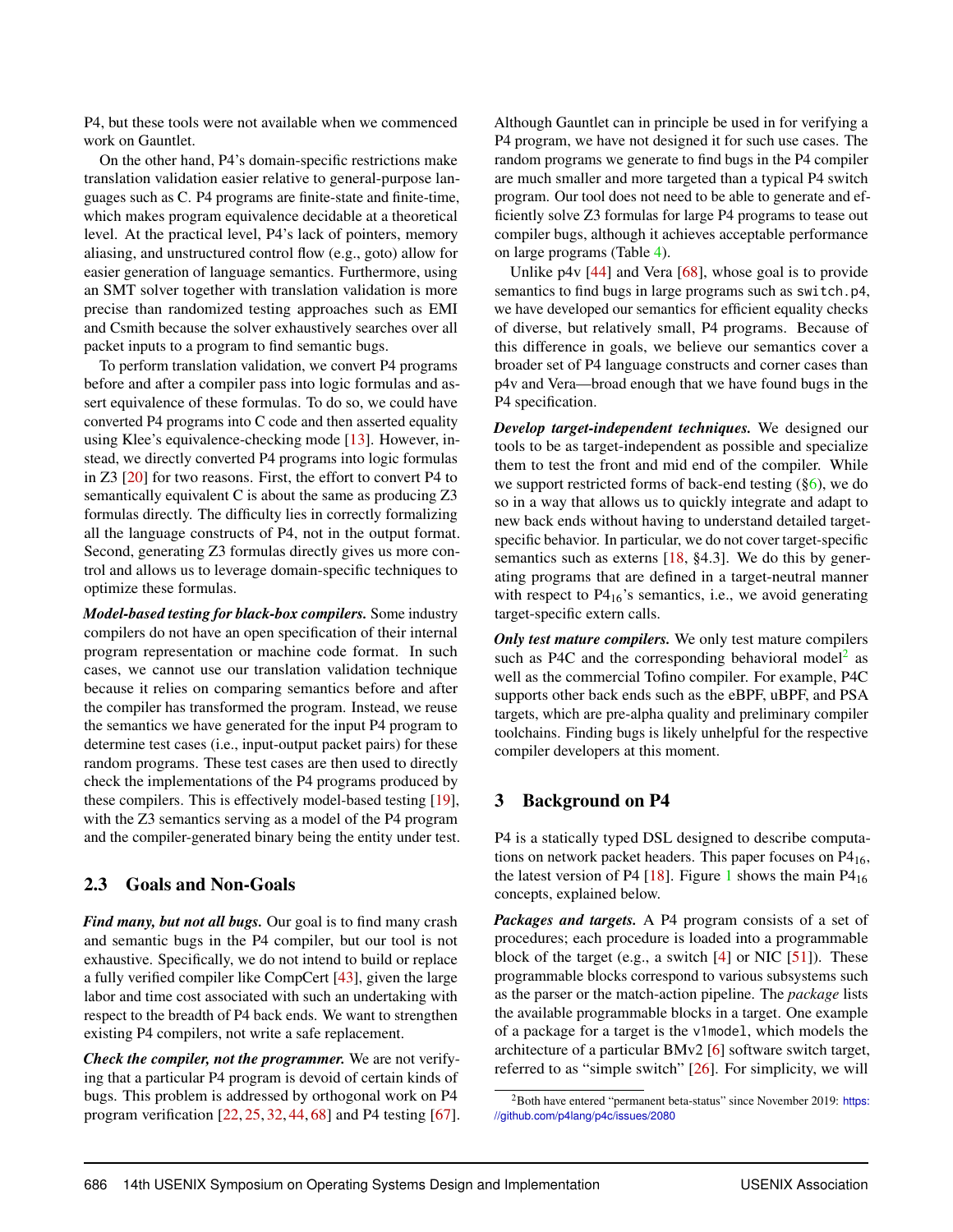P4, but these tools were not available when we commenced work on Gauntlet.

On the other hand, P4's domain-specific restrictions make translation validation easier relative to general-purpose languages such as C. P4 programs are finite-state and finite-time, which makes program equivalence decidable at a theoretical level. At the practical level, P4's lack of pointers, memory aliasing, and unstructured control flow (e.g., goto) allow for easier generation of language semantics. Furthermore, using an SMT solver together with translation validation is more precise than randomized testing approaches such as EMI and Csmith because the solver exhaustively searches over all packet inputs to a program to find semantic bugs.

To perform translation validation, we convert P4 programs before and after a compiler pass into logic formulas and assert equivalence of these formulas. To do so, we could have converted P4 programs into C code and then asserted equality using Klee's equivalence-checking mode [13]. However, instead, we directly converted P4 programs into logic formulas in Z3 [20] for two reasons. First, the effort to convert P4 to semantically equivalent C is about the same as producing Z3 formulas directly. The difficulty lies in correctly formalizing all the language constructs of P4, not in the output format. Second, generating Z3 formulas directly gives us more control and allows us to leverage domain-specific techniques to optimize these formulas.

***Model-based testing for black-box compilers.*** Some industry compilers do not have an open specification of their internal program representation or machine code format. In such cases, we cannot use our translation validation technique because it relies on comparing semantics before and after the compiler has transformed the program. Instead, we reuse the semantics we have generated for the input P4 program to determine test cases (i.e., input-output packet pairs) for these random programs. These test cases are then used to directly check the implementations of the P4 programs produced by these compilers. This is effectively model-based testing [19], with the Z3 semantics serving as a model of the P4 program and the compiler-generated binary being the entity under test.

## 2.3 Goals and Non-Goals

***Find many, but not all bugs.*** Our goal is to find many crash and semantic bugs in the P4 compiler, but our tool is not exhaustive. Specifically, we do not intend to build or replace a fully verified compiler like CompCert [43], given the large labor and time cost associated with such an undertaking with respect to the breadth of P4 back ends. We want to strengthen existing P4 compilers, not write a safe replacement.

***Check the compiler, not the programmer.*** We are not verifying that a particular P4 program is devoid of certain kinds of bugs. This problem is addressed by orthogonal work on P4 program verification [22, 25, 32, 44, 68] and P4 testing [67]. Although Gauntlet can in principle be used in for verifying a P4 program, we have not designed it for such use cases. The random programs we generate to find bugs in the P4 compiler are much smaller and more targeted than a typical P4 switch program. Our tool does not need to be able to generate and efficiently solve Z3 formulas for large P4 programs to tease out compiler bugs, although it achieves acceptable performance on large programs (Table 4).

Unlike p4v [44] and Vera [68], whose goal is to provide semantics to find bugs in large programs such as `switch.p4`, we have developed our semantics for efficient equality checks of diverse, but relatively small, P4 programs. Because of this difference in goals, we believe our semantics cover a broader set of P4 language constructs and corner cases than p4v and Vera—broad enough that we have found bugs in the P4 specification.

***Develop target-independent techniques.*** We designed our tools to be as target-independent as possible and specialize them to test the front and mid end of the compiler. While we support restricted forms of back-end testing (§6), we do so in a way that allows us to quickly integrate and adapt to new back ends without having to understand detailed target-specific behavior. In particular, we do not cover target-specific semantics such as externs [18, §4.3]. We do this by generating programs that are defined in a target-neutral manner with respect to $P4_{16}$'s semantics, i.e., we avoid generating target-specific extern calls.

***Only test mature compilers.*** We only test mature compilers such as P4C and the corresponding behavioral model[2] as well as the commercial Tofino compiler. For example, P4C supports other back ends such as the eBPF, uBPF, and PSA targets, which are pre-alpha quality and preliminary compiler toolchains. Finding bugs is likely unhelpful for the respective compiler developers at this moment.

# 3 Background on P4

P4 is a statically typed DSL designed to describe computations on network packet headers. This paper focuses on $P4_{16}$, the latest version of P4 [18]. Figure 1 shows the main $P4_{16}$ concepts, explained below.

***Packages and targets.*** A P4 program consists of a set of procedures; each procedure is loaded into a programmable block of the target (e.g., a switch [4] or NIC [51]). These programmable blocks correspond to various subsystems such as the parser or the match-action pipeline. The *package* lists the available programmable blocks in a target. One example of a package for a target is the `v1model`, which models the architecture of a particular BMv2 [6] software switch target, referred to as "simple switch" [26]. For simplicity, we will

[2] Both have entered "permanent beta-status" since November 2019: https://github.com/p4lang/p4c/issues/2080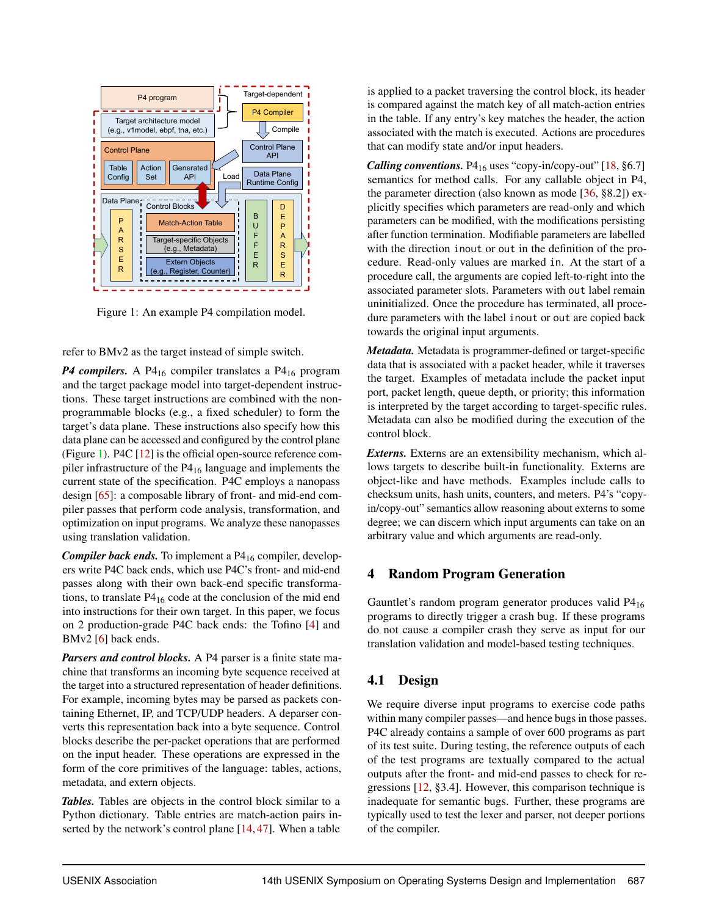Figure 1: An example P4 compilation model.

refer to BMv2 as the target instead of simple switch.

***P4 compilers.*** A $P4_{16}$ compiler translates a $P4_{16}$ program and the target package model into target-dependent instructions. These target instructions are combined with the non-programmable blocks (e.g., a fixed scheduler) to form the target's data plane. These instructions also specify how this data plane can be accessed and configured by the control plane (Figure 1). P4C [12] is the official open-source reference compiler infrastructure of the $P4_{16}$ language and implements the current state of the specification. P4C employs a nanopass design [65]: a composable library of front- and mid-end compiler passes that perform code analysis, transformation, and optimization on input programs. We analyze these nanopasses using translation validation.

***Compiler back ends.*** To implement a $P4_{16}$ compiler, developers write P4C back ends, which use P4C's front- and mid-end passes along with their own back-end specific transformations, to translate $P4_{16}$ code at the conclusion of the mid end into instructions for their own target. In this paper, we focus on 2 production-grade P4C back ends: the Tofino [4] and BMv2 [6] back ends.

***Parsers and control blocks.*** A P4 parser is a finite state machine that transforms an incoming byte sequence received at the target into a structured representation of header definitions. For example, incoming bytes may be parsed as packets containing Ethernet, IP, and TCP/UDP headers. A deparser converts this representation back into a byte sequence. Control blocks describe the per-packet operations that are performed on the input header. These operations are expressed in the form of the core primitives of the language: tables, actions, metadata, and extern objects.

***Tables.*** Tables are objects in the control block similar to a Python dictionary. Table entries are match-action pairs inserted by the network's control plane [14, 47]. When a table is applied to a packet traversing the control block, its header is compared against the match key of all match-action entries in the table. If any entry's key matches the header, the action associated with the match is executed. Actions are procedures that can modify state and/or input headers.

***Calling conventions.*** $P4_{16}$ uses "copy-in/copy-out" [18, §6.7] semantics for method calls. For any callable object in P4, the parameter direction (also known as mode [36, §8.2]) explicitly specifies which parameters are read-only and which parameters can be modified, with the modifications persisting after function termination. Modifiable parameters are labelled with the direction `inout` or `out` in the definition of the procedure. Read-only values are marked `in`. At the start of a procedure call, the arguments are copied left-to-right into the associated parameter slots. Parameters with `out` label remain uninitialized. Once the procedure has terminated, all procedure parameters with the label `inout` or `out` are copied back towards the original input arguments.

***Metadata.*** Metadata is programmer-defined or target-specific data that is associated with a packet header, while it traverses the target. Examples of metadata include the packet input port, packet length, queue depth, or priority; this information is interpreted by the target according to target-specific rules. Metadata can also be modified during the execution of the control block.

***Externs.*** Externs are an extensibility mechanism, which allows targets to describe built-in functionality. Externs are object-like and have methods. Examples include calls to checksum units, hash units, counters, and meters. P4's "copy-in/copy-out" semantics allow reasoning about externs to some degree; we can discern which input arguments can take on an arbitrary value and which arguments are read-only.

## 4 Random Program Generation

Gauntlet's random program generator produces valid $P4_{16}$ programs to directly trigger a crash bug. If these programs do not cause a compiler crash they serve as input for our translation validation and model-based testing techniques.

### 4.1 Design

We require diverse input programs to exercise code paths within many compiler passes—and hence bugs in those passes. P4C already contains a sample of over 600 programs as part of its test suite. During testing, the reference outputs of each of the test programs are textually compared to the actual outputs after the front- and mid-end passes to check for regressions [12, §3.4]. However, this comparison technique is inadequate for semantic bugs. Further, these programs are typically used to test the lexer and parser, not deeper portions of the compiler.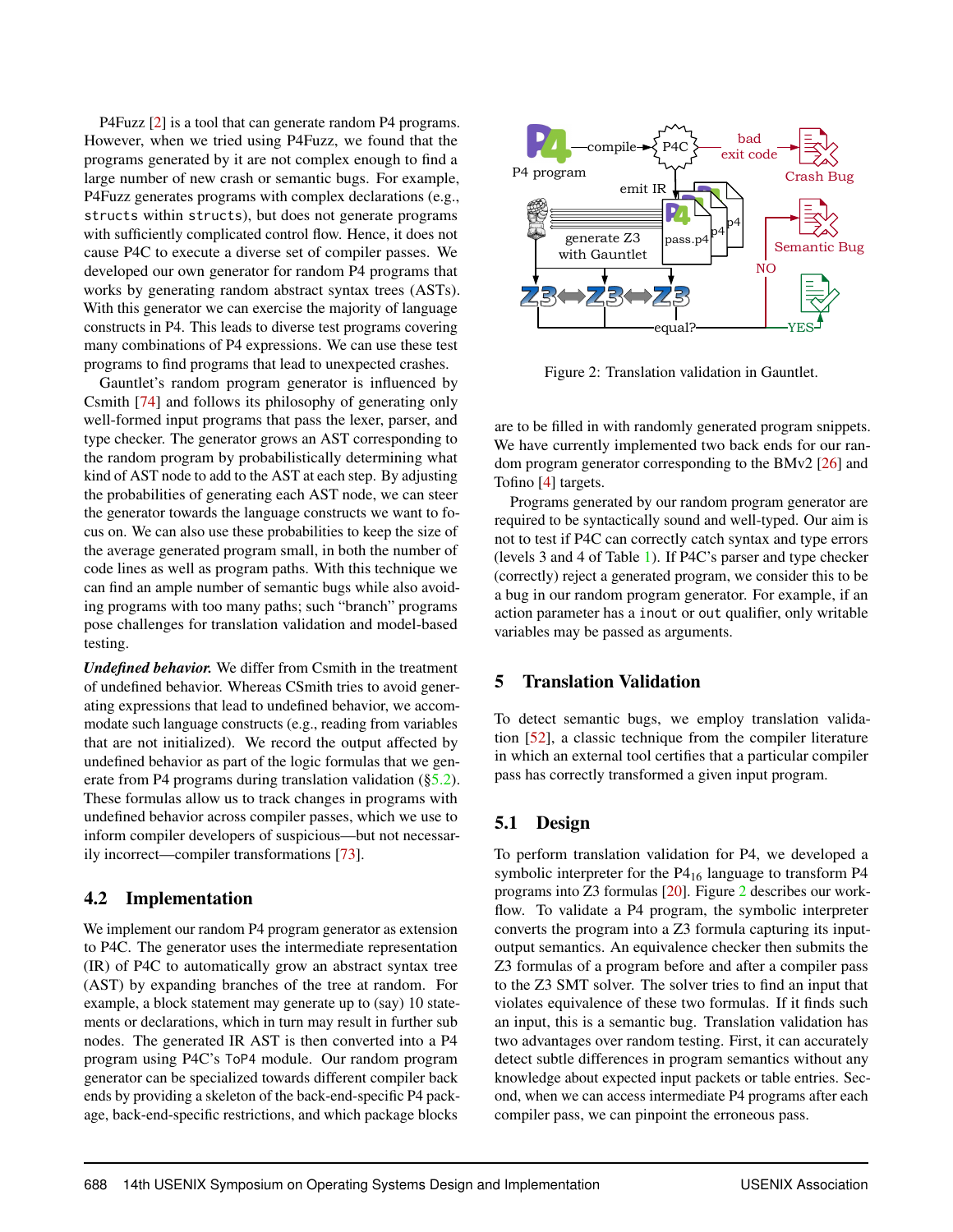P4Fuzz [2] is a tool that can generate random P4 programs. However, when we tried using P4Fuzz, we found that the programs generated by it are not complex enough to find a large number of new crash or semantic bugs. For example, P4Fuzz generates programs with complex declarations (e.g., `structs` within `structs`), but does not generate programs with sufficiently complicated control flow. Hence, it does not cause P4C to execute a diverse set of compiler passes. We developed our own generator for random P4 programs that works by generating random abstract syntax trees (ASTs). With this generator we can exercise the majority of language constructs in P4. This leads to diverse test programs covering many combinations of P4 expressions. We can use these test programs to find programs that lead to unexpected crashes.

Gauntlet's random program generator is influenced by Csmith [74] and follows its philosophy of generating only well-formed input programs that pass the lexer, parser, and type checker. The generator grows an AST corresponding to the random program by probabilistically determining what kind of AST node to add to the AST at each step. By adjusting the probabilities of generating each AST node, we can steer the generator towards the language constructs we want to focus on. We can also use these probabilities to keep the size of the average generated program small, in both the number of code lines as well as program paths. With this technique we can find an ample number of semantic bugs while also avoiding programs with too many paths; such "branch" programs pose challenges for translation validation and model-based testing.

***Undefined behavior.*** We differ from Csmith in the treatment of undefined behavior. Whereas CSmith tries to avoid generating expressions that lead to undefined behavior, we accommodate such language constructs (e.g., reading from variables that are not initialized). We record the output affected by undefined behavior as part of the logic formulas that we generate from P4 programs during translation validation (§5.2). These formulas allow us to track changes in programs with undefined behavior across compiler passes, which we use to inform compiler developers of suspicious—but not necessarily incorrect—compiler transformations [73].

## 4.2 Implementation

We implement our random P4 program generator as extension to P4C. The generator uses the intermediate representation (IR) of P4C to automatically grow an abstract syntax tree (AST) by expanding branches of the tree at random. For example, a block statement may generate up to (say) 10 statements or declarations, which in turn may result in further sub nodes. The generated IR AST is then converted into a P4 program using P4C's `ToP4` module. Our random program generator can be specialized towards different compiler back ends by providing a skeleton of the back-end-specific P4 package, back-end-specific restrictions, and which package blocks are to be filled in with randomly generated program snippets. We have currently implemented two back ends for our random program generator corresponding to the BMv2 [26] and Tofino [4] targets.

Figure 2: Translation validation in Gauntlet.

Programs generated by our random program generator are required to be syntactically sound and well-typed. Our aim is not to test if P4C can correctly catch syntax and type errors (levels 3 and 4 of Table 1). If P4C's parser and type checker (correctly) reject a generated program, we consider this to be a bug in our random program generator. For example, if an action parameter has a `inout` or `out` qualifier, only writable variables may be passed as arguments.

# 5 Translation Validation

To detect semantic bugs, we employ translation validation [52], a classic technique from the compiler literature in which an external tool certifies that a particular compiler pass has correctly transformed a given input program.

## 5.1 Design

To perform translation validation for P4, we developed a symbolic interpreter for the $P4_{16}$ language to transform P4 programs into Z3 formulas [20]. Figure 2 describes our workflow. To validate a P4 program, the symbolic interpreter converts the program into a Z3 formula capturing its input-output semantics. An equivalence checker then submits the Z3 formulas of a program before and after a compiler pass to the Z3 SMT solver. The solver tries to find an input that violates equivalence of these two formulas. If it finds such an input, this is a semantic bug. Translation validation has two advantages over random testing. First, it can accurately detect subtle differences in program semantics without any knowledge about expected input packets or table entries. Second, when we can access intermediate P4 programs after each compiler pass, we can pinpoint the erroneous pass.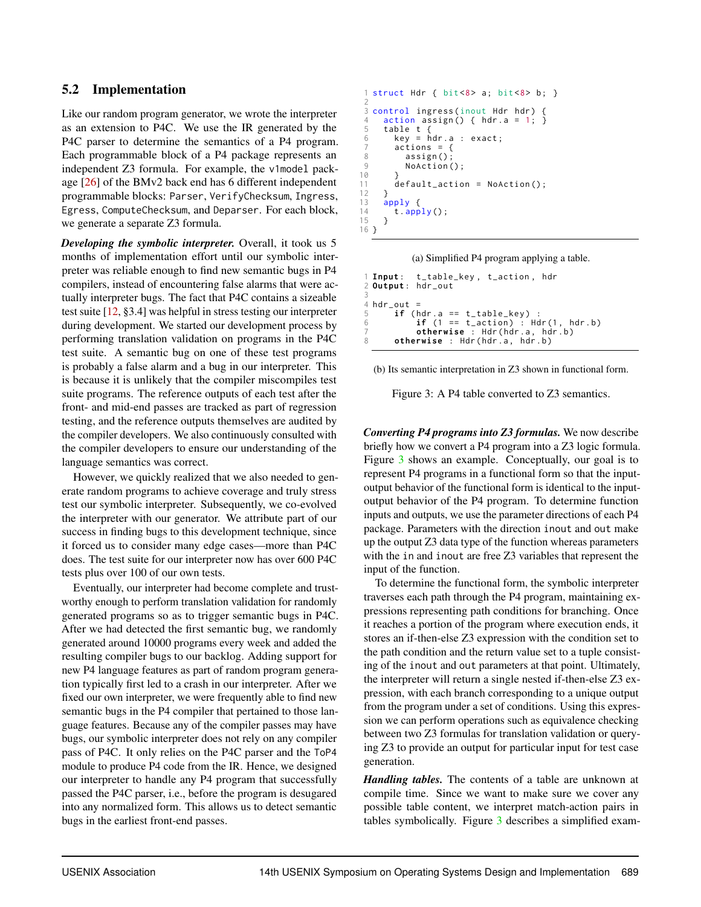### 5.2 Implementation

Like our random program generator, we wrote the interpreter as an extension to P4C. We use the IR generated by the P4C parser to determine the semantics of a P4 program. Each programmable block of a P4 package represents an independent Z3 formula. For example, the v1model package [26] of the BMv2 back end has 6 different independent programmable blocks: Parser, VerifyChecksum, Ingress, Egress, ComputeChecksum, and Deparser. For each block, we generate a separate Z3 formula.

***Developing the symbolic interpreter.*** Overall, it took us 5 months of implementation effort until our symbolic interpreter was reliable enough to find new semantic bugs in P4 compilers, instead of encountering false alarms that were actually interpreter bugs. The fact that P4C contains a sizeable test suite [12, §3.4] was helpful in stress testing our interpreter during development. We started our development process by performing translation validation on programs in the P4C test suite. A semantic bug on one of these test programs is probably a false alarm and a bug in our interpreter. This is because it is unlikely that the compiler miscompiles test suite programs. The reference outputs of each test after the front- and mid-end passes are tracked as part of regression testing, and the reference outputs themselves are audited by the compiler developers. We also continuously consulted with the compiler developers to ensure our understanding of the language semantics was correct.

However, we quickly realized that we also needed to generate random programs to achieve coverage and truly stress test our symbolic interpreter. Subsequently, we co-evolved the interpreter with our generator. We attribute part of our success in finding bugs to this development technique, since it forced us to consider many edge cases—more than P4C does. The test suite for our interpreter now has over 600 P4C tests plus over 100 of our own tests.

Eventually, our interpreter had become complete and trustworthy enough to perform translation validation for randomly generated programs so as to trigger semantic bugs in P4C. After we had detected the first semantic bug, we randomly generated around 10000 programs every week and added the resulting compiler bugs to our backlog. Adding support for new P4 language features as part of random program generation typically first led to a crash in our interpreter. After we fixed our own interpreter, we were frequently able to find new semantic bugs in the P4 compiler that pertained to those language features. Because any of the compiler passes may have bugs, our symbolic interpreter does not rely on any compiler pass of P4C. It only relies on the P4C parser and the ToP4 module to produce P4 code from the IR. Hence, we designed our interpreter to handle any P4 program that successfully passed the P4C parser, i.e., before the program is desugared into any normalized form. This allows us to detect semantic bugs in the earliest front-end passes.

```
1  struct Hdr { bit<8> a; bit<8> b; }
2
3  control ingress(inout Hdr hdr) {
4    action assign() { hdr.a = 1; }
5    table t {
6      key = hdr.a : exact;
7      actions = {
8        assign();
9        NoAction();
10     }
11     default_action = NoAction();
12   }
13   apply {
14     t.apply();
15   }
16 }
```

(a) Simplified P4 program applying a table.

```
1 Input:  t_table_key, t_action, hdr
2 Output: hdr_out
3
4 hdr_out =
5     if (hdr.a == t_table_key) :
6         if (1 == t_action) : Hdr(1, hdr.b)
7         otherwise : Hdr(hdr.a, hdr.b)
8     otherwise : Hdr(hdr.a, hdr.b)
```

(b) Its semantic interpretation in Z3 shown in functional form.

Figure 3: A P4 table converted to Z3 semantics.

***Converting P4 programs into Z3 formulas.*** We now describe briefly how we convert a P4 program into a Z3 logic formula. Figure 3 shows an example. Conceptually, our goal is to represent P4 programs in a functional form so that the input-output behavior of the functional form is identical to the input-output behavior of the P4 program. To determine function inputs and outputs, we use the parameter directions of each P4 package. Parameters with the direction inout and out make up the output Z3 data type of the function whereas parameters with the in and inout are free Z3 variables that represent the input of the function.

To determine the functional form, the symbolic interpreter traverses each path through the P4 program, maintaining expressions representing path conditions for branching. Once it reaches a portion of the program where execution ends, it stores an if-then-else Z3 expression with the condition set to the path condition and the return value set to a tuple consisting of the inout and out parameters at that point. Ultimately, the interpreter will return a single nested if-then-else Z3 expression, with each branch corresponding to a unique output from the program under a set of conditions. Using this expression we can perform operations such as equivalence checking between two Z3 formulas for translation validation or querying Z3 to provide an output for particular input for test case generation.

***Handling tables.*** The contents of a table are unknown at compile time. Since we want to make sure we cover any possible table content, we interpret match-action pairs in tables symbolically. Figure 3 describes a simplified exam-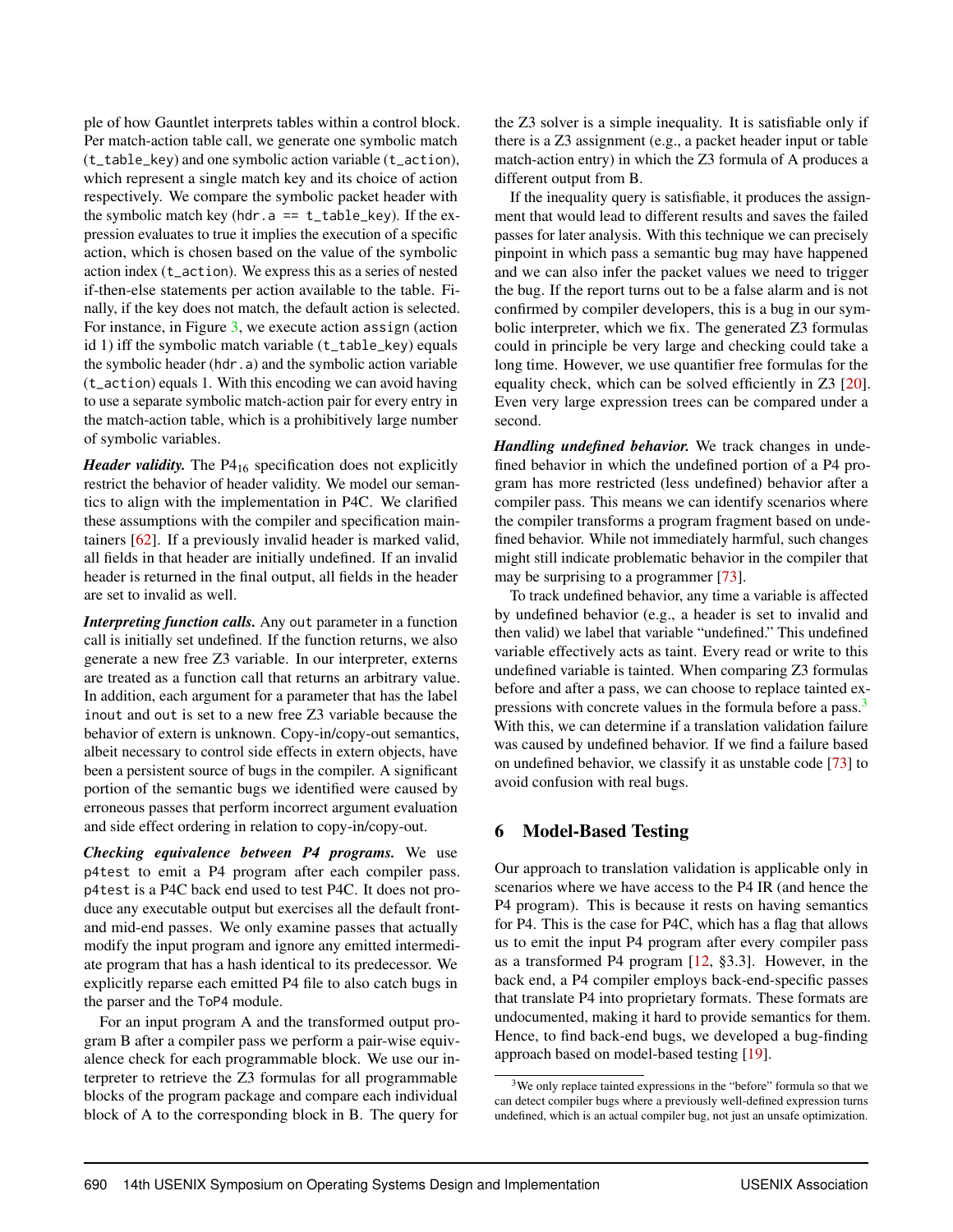ple of how Gauntlet interprets tables within a control block. Per match-action table call, we generate one symbolic match (`t_table_key`) and one symbolic action variable (`t_action`), which represent a single match key and its choice of action respectively. We compare the symbolic packet header with the symbolic match key (`hdr.a == t_table_key`). If the expression evaluates to true it implies the execution of a specific action, which is chosen based on the value of the symbolic action index (`t_action`). We express this as a series of nested if-then-else statements per action available to the table. Finally, if the key does not match, the default action is selected. For instance, in Figure 3, we execute action `assign` (action id 1) iff the symbolic match variable (`t_table_key`) equals the symbolic header (`hdr.a`) and the symbolic action variable (`t_action`) equals 1. With this encoding we can avoid having to use a separate symbolic match-action pair for every entry in the match-action table, which is a prohibitively large number of symbolic variables.

***Header validity.*** The $P4_{16}$ specification does not explicitly restrict the behavior of header validity. We model our semantics to align with the implementation in P4C. We clarified these assumptions with the compiler and specification maintainers [62]. If a previously invalid header is marked valid, all fields in that header are initially undefined. If an invalid header is returned in the final output, all fields in the header are set to invalid as well.

***Interpreting function calls.*** Any `out` parameter in a function call is initially set undefined. If the function returns, we also generate a new free Z3 variable. In our interpreter, externs are treated as a function call that returns an arbitrary value. In addition, each argument for a parameter that has the label `inout` and `out` is set to a new free Z3 variable because the behavior of extern is unknown. Copy-in/copy-out semantics, albeit necessary to control side effects in extern objects, have been a persistent source of bugs in the compiler. A significant portion of the semantic bugs we identified were caused by erroneous passes that perform incorrect argument evaluation and side effect ordering in relation to copy-in/copy-out.

***Checking equivalence between P4 programs.*** We use `p4test` to emit a P4 program after each compiler pass. `p4test` is a P4C back end used to test P4C. It does not produce any executable output but exercises all the default front- and mid-end passes. We only examine passes that actually modify the input program and ignore any emitted intermediate program that has a hash identical to its predecessor. We explicitly reparse each emitted P4 file to also catch bugs in the parser and the `ToP4` module.

For an input program A and the transformed output program B after a compiler pass we perform a pair-wise equivalence check for each programmable block. We use our interpreter to retrieve the Z3 formulas for all programmable blocks of the program package and compare each individual block of A to the corresponding block in B. The query for the Z3 solver is a simple inequality. It is satisfiable only if there is a Z3 assignment (e.g., a packet header input or table match-action entry) in which the Z3 formula of A produces a different output from B.

If the inequality query is satisfiable, it produces the assignment that would lead to different results and saves the failed passes for later analysis. With this technique we can precisely pinpoint in which pass a semantic bug may have happened and we can also infer the packet values we need to trigger the bug. If the report turns out to be a false alarm and is not confirmed by compiler developers, this is a bug in our symbolic interpreter, which we fix. The generated Z3 formulas could in principle be very large and checking could take a long time. However, we use quantifier free formulas for the equality check, which can be solved efficiently in Z3 [20]. Even very large expression trees can be compared under a second.

***Handling undefined behavior.*** We track changes in undefined behavior in which the undefined portion of a P4 program has more restricted (less undefined) behavior after a compiler pass. This means we can identify scenarios where the compiler transforms a program fragment based on undefined behavior. While not immediately harmful, such changes might still indicate problematic behavior in the compiler that may be surprising to a programmer [73].

To track undefined behavior, any time a variable is affected by undefined behavior (e.g., a header is set to invalid and then valid) we label that variable "undefined." This undefined variable effectively acts as taint. Every read or write to this undefined variable is tainted. When comparing Z3 formulas before and after a pass, we can choose to replace tainted expressions with concrete values in the formula before a pass.[3] With this, we can determine if a translation validation failure was caused by undefined behavior. If we find a failure based on undefined behavior, we classify it as unstable code [73] to avoid confusion with real bugs.

## 6 Model-Based Testing

Our approach to translation validation is applicable only in scenarios where we have access to the P4 IR (and hence the P4 program). This is because it rests on having semantics for P4. This is the case for P4C, which has a flag that allows us to emit the input P4 program after every compiler pass as a transformed P4 program [12, §3.3]. However, in the back end, a P4 compiler employs back-end-specific passes that translate P4 into proprietary formats. These formats are undocumented, making it hard to provide semantics for them. Hence, to find back-end bugs, we developed a bug-finding approach based on model-based testing [19].

[3] We only replace tainted expressions in the "before" formula so that we can detect compiler bugs where a previously well-defined expression turns undefined, which is an actual compiler bug, not just an unsafe optimization.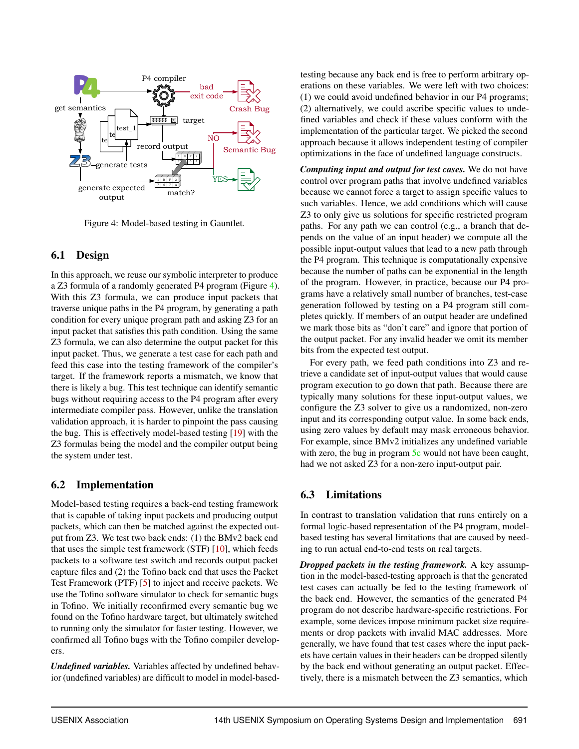Figure 4: Model-based testing in Gauntlet.

## 6.1 Design

In this approach, we reuse our symbolic interpreter to produce a Z3 formula of a randomly generated P4 program (Figure 4). With this Z3 formula, we can produce input packets that traverse unique paths in the P4 program, by generating a path condition for every unique program path and asking Z3 for an input packet that satisfies this path condition. Using the same Z3 formula, we can also determine the output packet for this input packet. Thus, we generate a test case for each path and feed this case into the testing framework of the compiler's target. If the framework reports a mismatch, we know that there is likely a bug. This test technique can identify semantic bugs without requiring access to the P4 program after every intermediate compiler pass. However, unlike the translation validation approach, it is harder to pinpoint the pass causing the bug. This is effectively model-based testing [19] with the Z3 formulas being the model and the compiler output being the system under test.

## 6.2 Implementation

Model-based testing requires a back-end testing framework that is capable of taking input packets and producing output packets, which can then be matched against the expected output from Z3. We test two back ends: (1) the BMv2 back end that uses the simple test framework (STF) [10], which feeds packets to a software test switch and records output packet capture files and (2) the Tofino back end that uses the Packet Test Framework (PTF) [5] to inject and receive packets. We use the Tofino software simulator to check for semantic bugs in Tofino. We initially reconfirmed every semantic bug we found on the Tofino hardware target, but ultimately switched to running only the simulator for faster testing. However, we confirmed all Tofino bugs with the Tofino compiler developers.

***Undefined variables.*** Variables affected by undefined behavior (undefined variables) are difficult to model in model-based testing because any back end is free to perform arbitrary operations on these variables. We were left with two choices: (1) we could avoid undefined behavior in our P4 programs; (2) alternatively, we could ascribe specific values to undefined variables and check if these values conform with the implementation of the particular target. We picked the second approach because it allows independent testing of compiler optimizations in the face of undefined language constructs.

***Computing input and output for test cases.*** We do not have control over program paths that involve undefined variables because we cannot force a target to assign specific values to such variables. Hence, we add conditions which will cause Z3 to only give us solutions for specific restricted program paths. For any path we can control (e.g., a branch that depends on the value of an input header) we compute all the possible input-output values that lead to a new path through the P4 program. This technique is computationally expensive because the number of paths can be exponential in the length of the program. However, in practice, because our P4 programs have a relatively small number of branches, test-case generation followed by testing on a P4 program still completes quickly. If members of an output header are undefined we mark those bits as "don't care" and ignore that portion of the output packet. For any invalid header we omit its member bits from the expected test output.

For every path, we feed path conditions into Z3 and retrieve a candidate set of input-output values that would cause program execution to go down that path. Because there are typically many solutions for these input-output values, we configure the Z3 solver to give us a randomized, non-zero input and its corresponding output value. In some back ends, using zero values by default may mask erroneous behavior. For example, since BMv2 initializes any undefined variable with zero, the bug in program 5c would not have been caught, had we not asked Z3 for a non-zero input-output pair.

## 6.3 Limitations

In contrast to translation validation that runs entirely on a formal logic-based representation of the P4 program, model-based testing has several limitations that are caused by needing to run actual end-to-end tests on real targets.

***Dropped packets in the testing framework.*** A key assumption in the model-based-testing approach is that the generated test cases can actually be fed to the testing framework of the back end. However, the semantics of the generated P4 program do not describe hardware-specific restrictions. For example, some devices impose minimum packet size requirements or drop packets with invalid MAC addresses. More generally, we have found that test cases where the input packets have certain values in their headers can be dropped silently by the back end without generating an output packet. Effectively, there is a mismatch between the Z3 semantics, which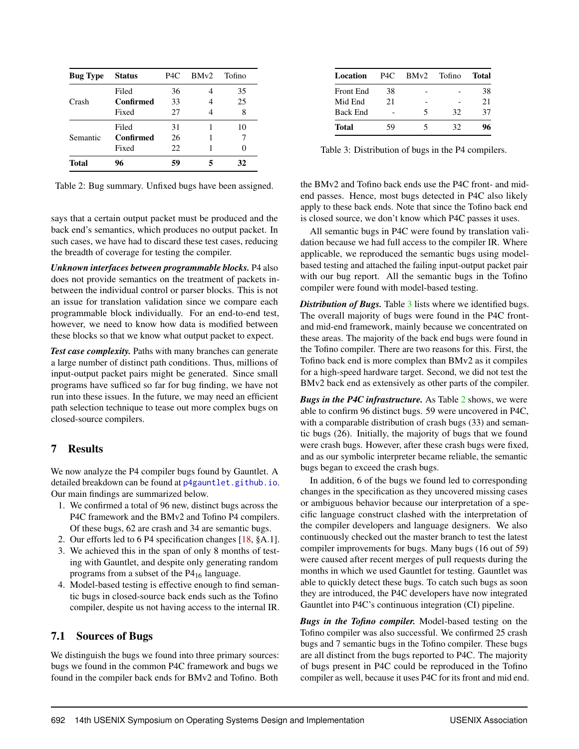| **Bug Type** | **Status** | P4C | BMv2 | Tofino |
|---|---|---|---|---|
| Crash | Filed | 36 | 4 | 35 |
| | **Confirmed** | 33 | 4 | 25 |
| | Fixed | 27 | 4 | 8 |
| Semantic | Filed | 31 | 1 | 10 |
| | **Confirmed** | 26 | 1 | 7 |
| | Fixed | 22 | 1 | 0 |
| **Total** | **96** | **59** | **5** | **32** |

Table 2: Bug summary. Unfixed bugs have been assigned.

| **Location** | P4C | BMv2 | Tofino | **Total** |
|---|---|---|---|---|
| Front End | 38 | - | - | 38 |
| Mid End | 21 | - | - | 21 |
| Back End | - | 5 | 32 | 37 |
| **Total** | 59 | 5 | 32 | **96** |

Table 3: Distribution of bugs in the P4 compilers.

says that a certain output packet must be produced and the back end's semantics, which produces no output packet. In such cases, we have had to discard these test cases, reducing the breadth of coverage for testing the compiler.

***Unknown interfaces between programmable blocks.*** P4 also does not provide semantics on the treatment of packets in-between the individual control or parser blocks. This is not an issue for translation validation since we compare each programmable block individually. For an end-to-end test, however, we need to know how data is modified between these blocks so that we know what output packet to expect.

***Test case complexity.*** Paths with many branches can generate a large number of distinct path conditions. Thus, millions of input-output packet pairs might be generated. Since small programs have sufficed so far for bug finding, we have not run into these issues. In the future, we may need an efficient path selection technique to tease out more complex bugs on closed-source compilers.

## 7 Results

We now analyze the P4 compiler bugs found by Gauntlet. A detailed breakdown can be found at p4gauntlet.github.io. Our main findings are summarized below.

1. We confirmed a total of 96 new, distinct bugs across the P4C framework and the BMv2 and Tofino P4 compilers. Of these bugs, 62 are crash and 34 are semantic bugs.
2. Our efforts led to 6 P4 specification changes [18, §A.1].
3. We achieved this in the span of only 8 months of testing with Gauntlet, and despite only generating random programs from a subset of the $P4_{16}$ language.
4. Model-based testing is effective enough to find semantic bugs in closed-source back ends such as the Tofino compiler, despite us not having access to the internal IR.

### 7.1 Sources of Bugs

We distinguish the bugs we found into three primary sources: bugs we found in the common P4C framework and bugs we found in the compiler back ends for BMv2 and Tofino. Both the BMv2 and Tofino back ends use the P4C front- and mid-end passes. Hence, most bugs detected in P4C also likely apply to these back ends. Note that since the Tofino back end is closed source, we don't know which P4C passes it uses.

All semantic bugs in P4C were found by translation validation because we had full access to the compiler IR. Where applicable, we reproduced the semantic bugs using model-based testing and attached the failing input-output packet pair with our bug report. All the semantic bugs in the Tofino compiler were found with model-based testing.

***Distribution of Bugs.*** Table 3 lists where we identified bugs. The overall majority of bugs were found in the P4C front- and mid-end framework, mainly because we concentrated on these areas. The majority of the back end bugs were found in the Tofino compiler. There are two reasons for this. First, the Tofino back end is more complex than BMv2 as it compiles for a high-speed hardware target. Second, we did not test the BMv2 back end as extensively as other parts of the compiler.

***Bugs in the P4C infrastructure.*** As Table 2 shows, we were able to confirm 96 distinct bugs. 59 were uncovered in P4C, with a comparable distribution of crash bugs (33) and semantic bugs (26). Initially, the majority of bugs that we found were crash bugs. However, after these crash bugs were fixed, and as our symbolic interpreter became reliable, the semantic bugs began to exceed the crash bugs.

In addition, 6 of the bugs we found led to corresponding changes in the specification as they uncovered missing cases or ambiguous behavior because our interpretation of a specific language construct clashed with the interpretation of the compiler developers and language designers. We also continuously checked out the master branch to test the latest compiler improvements for bugs. Many bugs (16 out of 59) were caused after recent merges of pull requests during the months in which we used Gauntlet for testing. Gauntlet was able to quickly detect these bugs. To catch such bugs as soon they are introduced, the P4C developers have now integrated Gauntlet into P4C's continuous integration (CI) pipeline.

***Bugs in the Tofino compiler.*** Model-based testing on the Tofino compiler was also successful. We confirmed 25 crash bugs and 7 semantic bugs in the Tofino compiler. These bugs are all distinct from the bugs reported to P4C. The majority of bugs present in P4C could be reproduced in the Tofino compiler as well, because it uses P4C for its front and mid end.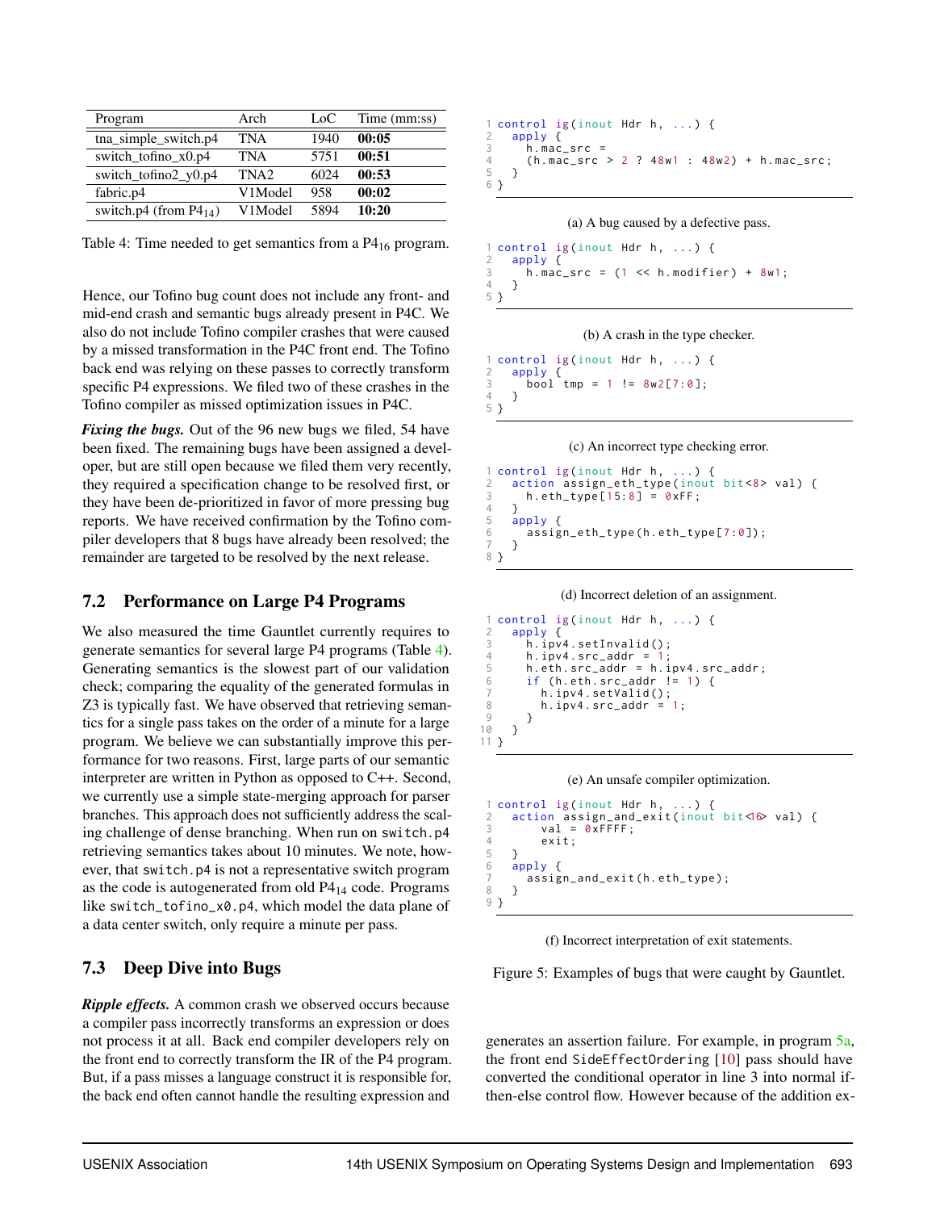| Program | Arch | LoC | Time (mm:ss) |
|---|---|---|---|
| tna_simple_switch.p4 | TNA | 1940 | **00:05** |
| switch_tofino_x0.p4 | TNA | 5751 | **00:51** |
| switch_tofino2_y0.p4 | TNA2 | 6024 | **00:53** |
| fabric.p4 | V1Model | 958 | **00:02** |
| switch.p4 (from $P4_{14}$) | V1Model | 5894 | **10:20** |

Table 4: Time needed to get semantics from a $P4_{16}$ program.

Hence, our Tofino bug count does not include any front- and mid-end crash and semantic bugs already present in P4C. We also do not include Tofino compiler crashes that were caused by a missed transformation in the P4C front end. The Tofino back end was relying on these passes to correctly transform specific P4 expressions. We filed two of these crashes in the Tofino compiler as missed optimization issues in P4C.

***Fixing the bugs.*** Out of the 96 new bugs we filed, 54 have been fixed. The remaining bugs have been assigned a developer, but are still open because we filed them very recently, they required a specification change to be resolved first, or they have been de-prioritized in favor of more pressing bug reports. We have received confirmation by the Tofino compiler developers that 8 bugs have already been resolved; the remainder are targeted to be resolved by the next release.

## 7.2 Performance on Large P4 Programs

We also measured the time Gauntlet currently requires to generate semantics for several large P4 programs (Table 4). Generating semantics is the slowest part of our validation check; comparing the equality of the generated formulas in Z3 is typically fast. We have observed that retrieving semantics for a single pass takes on the order of a minute for a large program. We believe we can substantially improve this performance for two reasons. First, large parts of our semantic interpreter are written in Python as opposed to C++. Second, we currently use a simple state-merging approach for parser branches. This approach does not sufficiently address the scaling challenge of dense branching. When run on `switch.p4` retrieving semantics takes about 10 minutes. We note, however, that `switch.p4` is not a representative switch program as the code is autogenerated from old $P4_{14}$ code. Programs like `switch_tofino_x0.p4`, which model the data plane of a data center switch, only require a minute per pass.

## 7.3 Deep Dive into Bugs

***Ripple effects.*** A common crash we observed occurs because a compiler pass incorrectly transforms an expression or does not process it at all. Back end compiler developers rely on the front end to correctly transform the IR of the P4 program. But, if a pass misses a language construct it is responsible for, the back end often cannot handle the resulting expression and generates an assertion failure. For example, in program 5a, the front end `SideEffectOrdering` [10] pass should have converted the conditional operator in line 3 into normal if-then-else control flow. However because of the addition ex-

```
control ig(inout Hdr h, ...) {
  apply {
    h.mac_src =
    (h.mac_src > 2 ? 48w1 : 48w2) + h.mac_src;
  }
}
```

(a) A bug caused by a defective pass.

```
control ig(inout Hdr h, ...) {
  apply {
    h.mac_src = (1 << h.modifier) + 8w1;
  }
}
```

(b) A crash in the type checker.

```
control ig(inout Hdr h, ...) {
  apply {
    bool tmp = 1 != 8w2[7:0];
  }
}
```

(c) An incorrect type checking error.

```
control ig(inout Hdr h, ...) {
  action assign_eth_type(inout bit<8> val) {
    h.eth_type[15:8] = 0xFF;
  }
  apply {
    assign_eth_type(h.eth_type[7:0]);
  }
}
```

(d) Incorrect deletion of an assignment.

```
control ig(inout Hdr h, ...) {
  apply {
    h.ipv4.setInvalid();
    h.ipv4.src_addr = 1;
    h.eth.src_addr = h.ipv4.src_addr;
    if (h.eth.src_addr != 1) {
      h.ipv4.setValid();
      h.ipv4.src_addr = 1;
    }
  }
}
```

(e) An unsafe compiler optimization.

```
control ig(inout Hdr h, ...) {
  action assign_and_exit(inout bit<16> val) {
      val = 0xFFFF;
      exit;
  }
  apply {
    assign_and_exit(h.eth_type);
  }
}
```

(f) Incorrect interpretation of exit statements.

Figure 5: Examples of bugs that were caught by Gauntlet.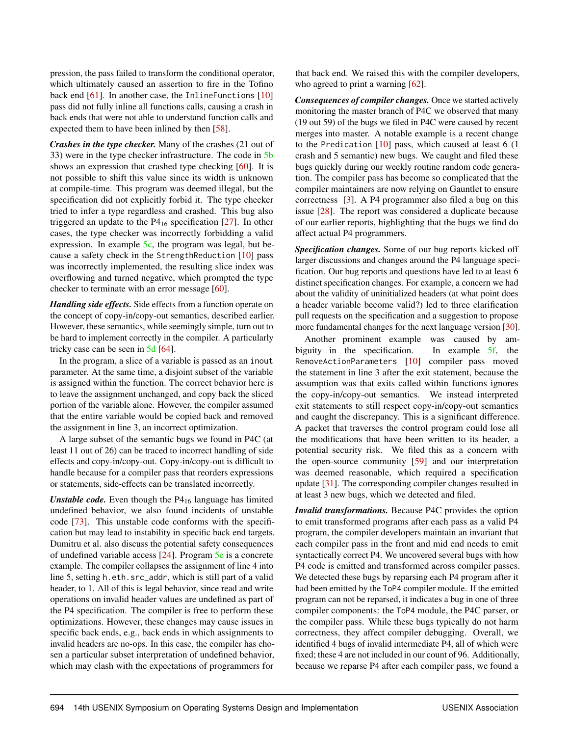pression, the pass failed to transform the conditional operator, which ultimately caused an assertion to fire in the Tofino back end [61]. In another case, the InlineFunctions [10] pass did not fully inline all functions calls, causing a crash in back ends that were not able to understand function calls and expected them to have been inlined by then [58].

***Crashes in the type checker.*** Many of the crashes (21 out of 33) were in the type checker infrastructure. The code in 5b shows an expression that crashed type checking [60]. It is not possible to shift this value since its width is unknown at compile-time. This program was deemed illegal, but the specification did not explicitly forbid it. The type checker tried to infer a type regardless and crashed. This bug also triggered an update to the $P4_{16}$ specification [27]. In other cases, the type checker was incorrectly forbidding a valid expression. In example 5c, the program was legal, but because a safety check in the StrengthReduction [10] pass was incorrectly implemented, the resulting slice index was overflowing and turned negative, which prompted the type checker to terminate with an error message [60].

***Handling side effects.*** Side effects from a function operate on the concept of copy-in/copy-out semantics, described earlier. However, these semantics, while seemingly simple, turn out to be hard to implement correctly in the compiler. A particularly tricky case can be seen in 5d [64].

In the program, a slice of a variable is passed as an inout parameter. At the same time, a disjoint subset of the variable is assigned within the function. The correct behavior here is to leave the assignment unchanged, and copy back the sliced portion of the variable alone. However, the compiler assumed that the entire variable would be copied back and removed the assignment in line 3, an incorrect optimization.

A large subset of the semantic bugs we found in P4C (at least 11 out of 26) can be traced to incorrect handling of side effects and copy-in/copy-out. Copy-in/copy-out is difficult to handle because for a compiler pass that reorders expressions or statements, side-effects can be translated incorrectly.

***Unstable code.*** Even though the $P4_{16}$ language has limited undefined behavior, we also found incidents of unstable code [73]. This unstable code conforms with the specification but may lead to instability in specific back end targets. Dumitru et al. also discuss the potential safety consequences of undefined variable access [24]. Program 5e is a concrete example. The compiler collapses the assignment of line 4 into line 5, setting h.eth.src_addr, which is still part of a valid header, to 1. All of this is legal behavior, since read and write operations on invalid header values are undefined as part of the P4 specification. The compiler is free to perform these optimizations. However, these changes may cause issues in specific back ends, e.g., back ends in which assignments to invalid headers are no-ops. In this case, the compiler has chosen a particular subset interpretation of undefined behavior, which may clash with the expectations of programmers for that back end. We raised this with the compiler developers, who agreed to print a warning [62].

***Consequences of compiler changes.*** Once we started actively monitoring the master branch of P4C we observed that many (19 out 59) of the bugs we filed in P4C were caused by recent merges into master. A notable example is a recent change to the Predication [10] pass, which caused at least 6 (1 crash and 5 semantic) new bugs. We caught and filed these bugs quickly during our weekly routine random code generation. The compiler pass has become so complicated that the compiler maintainers are now relying on Gauntlet to ensure correctness [3]. A P4 programmer also filed a bug on this issue [28]. The report was considered a duplicate because of our earlier reports, highlighting that the bugs we find do affect actual P4 programmers.

***Specification changes.*** Some of our bug reports kicked off larger discussions and changes around the P4 language specification. Our bug reports and questions have led to at least 6 distinct specification changes. For example, a concern we had about the validity of uninitialized headers (at what point does a header variable become valid?) led to three clarification pull requests on the specification and a suggestion to propose more fundamental changes for the next language version [30].

Another prominent example was caused by ambiguity in the specification. In example 5f, the RemoveActionParameters [10] compiler pass moved the statement in line 3 after the exit statement, because the assumption was that exits called within functions ignores the copy-in/copy-out semantics. We instead interpreted exit statements to still respect copy-in/copy-out semantics and caught the discrepancy. This is a significant difference. A packet that traverses the control program could lose all the modifications that have been written to its header, a potential security risk. We filed this as a concern with the open-source community [59] and our interpretation was deemed reasonable, which required a specification update [31]. The corresponding compiler changes resulted in at least 3 new bugs, which we detected and filed.

***Invalid transformations.*** Because P4C provides the option to emit transformed programs after each pass as a valid P4 program, the compiler developers maintain an invariant that each compiler pass in the front and mid end needs to emit syntactically correct P4. We uncovered several bugs with how P4 code is emitted and transformed across compiler passes. We detected these bugs by reparsing each P4 program after it had been emitted by the ToP4 compiler module. If the emitted program can not be reparsed, it indicates a bug in one of three compiler components: the ToP4 module, the P4C parser, or the compiler pass. While these bugs typically do not harm correctness, they affect compiler debugging. Overall, we identified 4 bugs of invalid intermediate P4, all of which were fixed; these 4 are not included in our count of 96. Additionally, because we reparse P4 after each compiler pass, we found a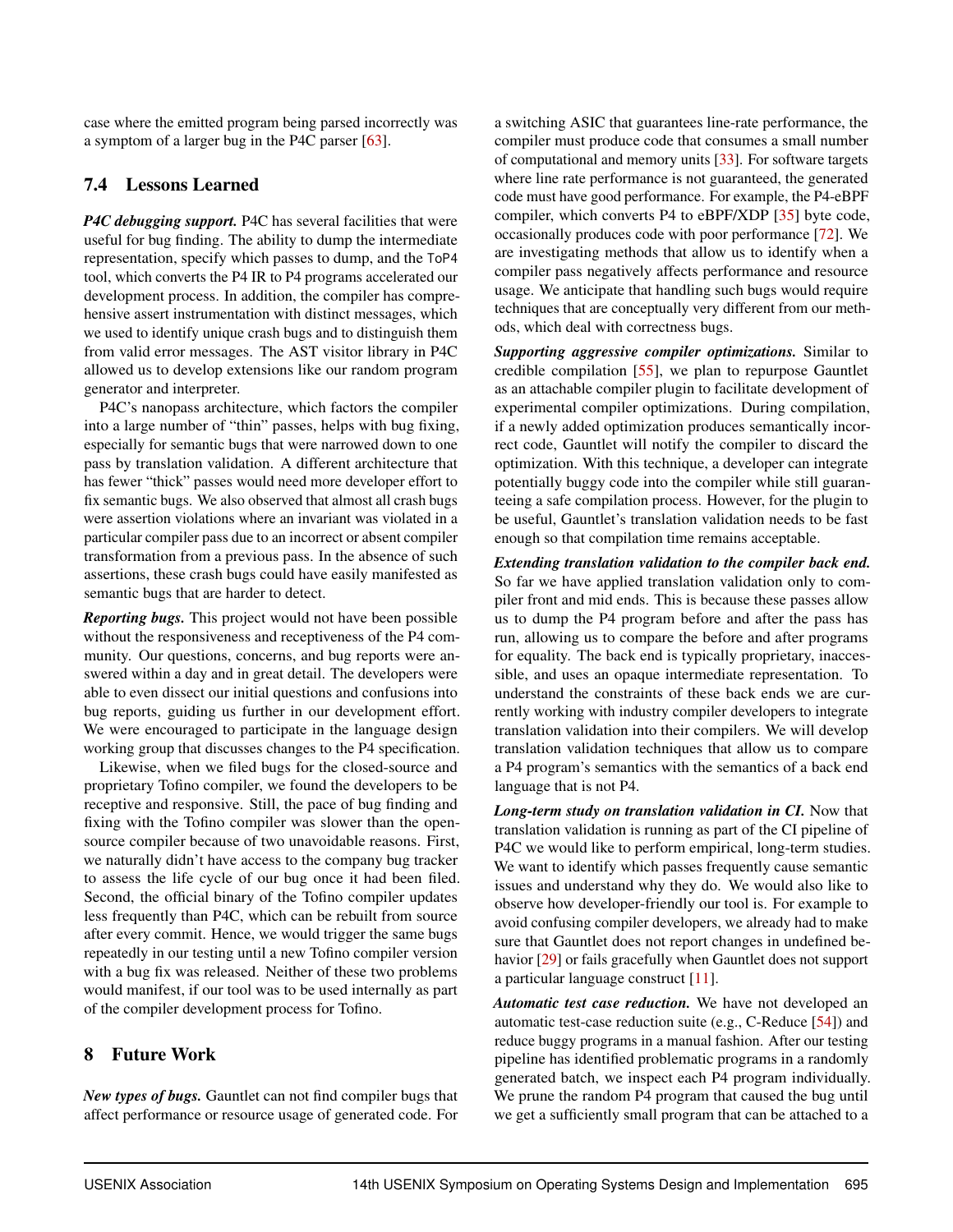case where the emitted program being parsed incorrectly was a symptom of a larger bug in the P4C parser [63].

## 7.4 Lessons Learned

***P4C debugging support.*** P4C has several facilities that were useful for bug finding. The ability to dump the intermediate representation, specify which passes to dump, and the `ToP4` tool, which converts the P4 IR to P4 programs accelerated our development process. In addition, the compiler has comprehensive assert instrumentation with distinct messages, which we used to identify unique crash bugs and to distinguish them from valid error messages. The AST visitor library in P4C allowed us to develop extensions like our random program generator and interpreter.

P4C's nanopass architecture, which factors the compiler into a large number of "thin" passes, helps with bug fixing, especially for semantic bugs that were narrowed down to one pass by translation validation. A different architecture that has fewer "thick" passes would need more developer effort to fix semantic bugs. We also observed that almost all crash bugs were assertion violations where an invariant was violated in a particular compiler pass due to an incorrect or absent compiler transformation from a previous pass. In the absence of such assertions, these crash bugs could have easily manifested as semantic bugs that are harder to detect.

***Reporting bugs.*** This project would not have been possible without the responsiveness and receptiveness of the P4 community. Our questions, concerns, and bug reports were answered within a day and in great detail. The developers were able to even dissect our initial questions and confusions into bug reports, guiding us further in our development effort. We were encouraged to participate in the language design working group that discusses changes to the P4 specification.

Likewise, when we filed bugs for the closed-source and proprietary Tofino compiler, we found the developers to be receptive and responsive. Still, the pace of bug finding and fixing with the Tofino compiler was slower than the open-source compiler because of two unavoidable reasons. First, we naturally didn't have access to the company bug tracker to assess the life cycle of our bug once it had been filed. Second, the official binary of the Tofino compiler updates less frequently than P4C, which can be rebuilt from source after every commit. Hence, we would trigger the same bugs repeatedly in our testing until a new Tofino compiler version with a bug fix was released. Neither of these two problems would manifest, if our tool was to be used internally as part of the compiler development process for Tofino.

# 8 Future Work

***New types of bugs.*** Gauntlet can not find compiler bugs that affect performance or resource usage of generated code. For a switching ASIC that guarantees line-rate performance, the compiler must produce code that consumes a small number of computational and memory units [33]. For software targets where line rate performance is not guaranteed, the generated code must have good performance. For example, the P4-eBPF compiler, which converts P4 to eBPF/XDP [35] byte code, occasionally produces code with poor performance [72]. We are investigating methods that allow us to identify when a compiler pass negatively affects performance and resource usage. We anticipate that handling such bugs would require techniques that are conceptually very different from our methods, which deal with correctness bugs.

***Supporting aggressive compiler optimizations.*** Similar to credible compilation [55], we plan to repurpose Gauntlet as an attachable compiler plugin to facilitate development of experimental compiler optimizations. During compilation, if a newly added optimization produces semantically incorrect code, Gauntlet will notify the compiler to discard the optimization. With this technique, a developer can integrate potentially buggy code into the compiler while still guaranteeing a safe compilation process. However, for the plugin to be useful, Gauntlet's translation validation needs to be fast enough so that compilation time remains acceptable.

***Extending translation validation to the compiler back end.*** So far we have applied translation validation only to compiler front and mid ends. This is because these passes allow us to dump the P4 program before and after the pass has run, allowing us to compare the before and after programs for equality. The back end is typically proprietary, inaccessible, and uses an opaque intermediate representation. To understand the constraints of these back ends we are currently working with industry compiler developers to integrate translation validation into their compilers. We will develop translation validation techniques that allow us to compare a P4 program's semantics with the semantics of a back end language that is not P4.

***Long-term study on translation validation in CI.*** Now that translation validation is running as part of the CI pipeline of P4C we would like to perform empirical, long-term studies. We want to identify which passes frequently cause semantic issues and understand why they do. We would also like to observe how developer-friendly our tool is. For example to avoid confusing compiler developers, we already had to make sure that Gauntlet does not report changes in undefined behavior [29] or fails gracefully when Gauntlet does not support a particular language construct [11].

***Automatic test case reduction.*** We have not developed an automatic test-case reduction suite (e.g., C-Reduce [54]) and reduce buggy programs in a manual fashion. After our testing pipeline has identified problematic programs in a randomly generated batch, we inspect each P4 program individually. We prune the random P4 program that caused the bug until we get a sufficiently small program that can be attached to a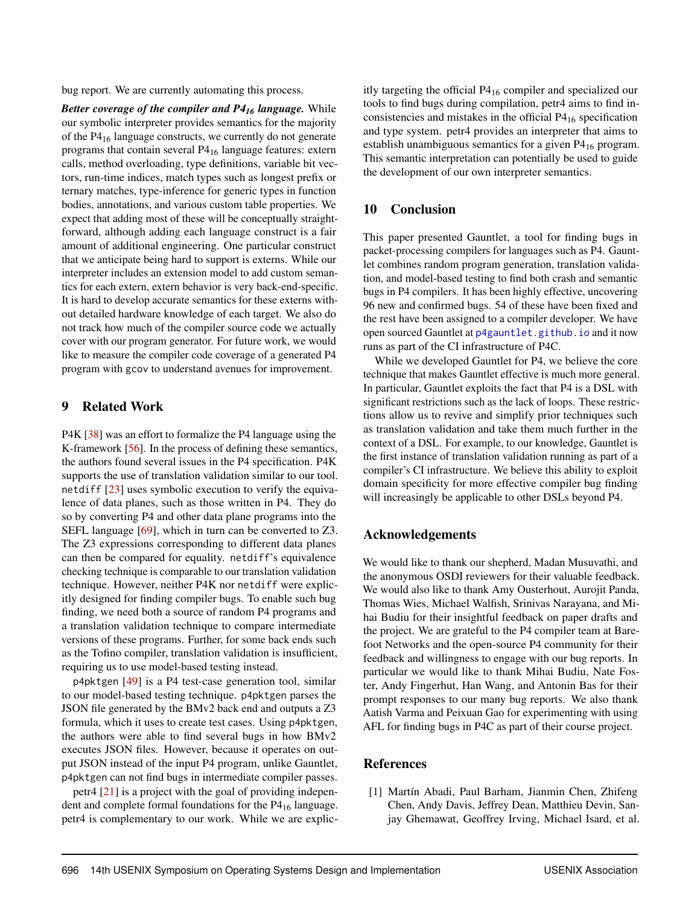bug report. We are currently automating this process.

***Better coverage of the compiler and P4$_{16}$ language.*** While our symbolic interpreter provides semantics for the majority of the P4$_{16}$ language constructs, we currently do not generate programs that contain several P4$_{16}$ language features: extern calls, method overloading, type definitions, variable bit vectors, run-time indices, match types such as longest prefix or ternary matches, type-inference for generic types in function bodies, annotations, and various custom table properties. We expect that adding most of these will be conceptually straightforward, although adding each language construct is a fair amount of additional engineering. One particular construct that we anticipate being hard to support is externs. While our interpreter includes an extension model to add custom semantics for each extern, extern behavior is very back-end-specific. It is hard to develop accurate semantics for these externs without detailed hardware knowledge of each target. We also do not track how much of the compiler source code we actually cover with our program generator. For future work, we would like to measure the compiler code coverage of a generated P4 program with `gcov` to understand avenues for improvement.

## 9 Related Work

P4K [38] was an effort to formalize the P4 language using the K-framework [56]. In the process of defining these semantics, the authors found several issues in the P4 specification. P4K supports the use of translation validation similar to our tool. `netdiff` [23] uses symbolic execution to verify the equivalence of data planes, such as those written in P4. They do so by converting P4 and other data plane programs into the SEFL language [69], which in turn can be converted to Z3. The Z3 expressions corresponding to different data planes can then be compared for equality. `netdiff`'s equivalence checking technique is comparable to our translation validation technique. However, neither P4K nor `netdiff` were explicitly designed for finding compiler bugs. To enable such bug finding, we need both a source of random P4 programs and a translation validation technique to compare intermediate versions of these programs. Further, for some back ends such as the Tofino compiler, translation validation is insufficient, requiring us to use model-based testing instead.

`p4pktgen` [49] is a P4 test-case generation tool, similar to our model-based testing technique. `p4pktgen` parses the JSON file generated by the BMv2 back end and outputs a Z3 formula, which it uses to create test cases. Using `p4pktgen`, the authors were able to find several bugs in how BMv2 executes JSON files. However, because it operates on output JSON instead of the input P4 program, unlike Gauntlet, `p4pktgen` can not find bugs in intermediate compiler passes.

petr4 [21] is a project with the goal of providing independent and complete formal foundations for the P4$_{16}$ language. petr4 is complementary to our work. While we are explicitly targeting the official P4$_{16}$ compiler and specialized our tools to find bugs during compilation, petr4 aims to find inconsistencies and mistakes in the official P4$_{16}$ specification and type system. petr4 provides an interpreter that aims to establish unambiguous semantics for a given P4$_{16}$ program. This semantic interpretation can potentially be used to guide the development of our own interpreter semantics.

## 10 Conclusion

This paper presented Gauntlet, a tool for finding bugs in packet-processing compilers for languages such as P4. Gauntlet combines random program generation, translation validation, and model-based testing to find both crash and semantic bugs in P4 compilers. It has been highly effective, uncovering 96 new and confirmed bugs. 54 of these have been fixed and the rest have been assigned to a compiler developer. We have open sourced Gauntlet at `p4gauntlet.github.io` and it now runs as part of the CI infrastructure of P4C.

While we developed Gauntlet for P4, we believe the core technique that makes Gauntlet effective is much more general. In particular, Gauntlet exploits the fact that P4 is a DSL with significant restrictions such as the lack of loops. These restrictions allow us to revive and simplify prior techniques such as translation validation and take them much further in the context of a DSL. For example, to our knowledge, Gauntlet is the first instance of translation validation running as part of a compiler's CI infrastructure. We believe this ability to exploit domain specificity for more effective compiler bug finding will increasingly be applicable to other DSLs beyond P4.

## Acknowledgements

We would like to thank our shepherd, Madan Musuvathi, and the anonymous OSDI reviewers for their valuable feedback. We would also like to thank Amy Ousterhout, Aurojit Panda, Thomas Wies, Michael Walfish, Srinivas Narayana, and Mihai Budiu for their insightful feedback on paper drafts and the project. We are grateful to the P4 compiler team at Barefoot Networks and the open-source P4 community for their feedback and willingness to engage with our bug reports. In particular we would like to thank Mihai Budiu, Nate Foster, Andy Fingerhut, Han Wang, and Antonin Bas for their prompt responses to our many bug reports. We also thank Aatish Varma and Peixuan Gao for experimenting with using AFL for finding bugs in P4C as part of their course project.

## References

[1] Martín Abadi, Paul Barham, Jianmin Chen, Zhifeng Chen, Andy Davis, Jeffrey Dean, Matthieu Devin, Sanjay Ghemawat, Geoffrey Irving, Michael Isard, et al.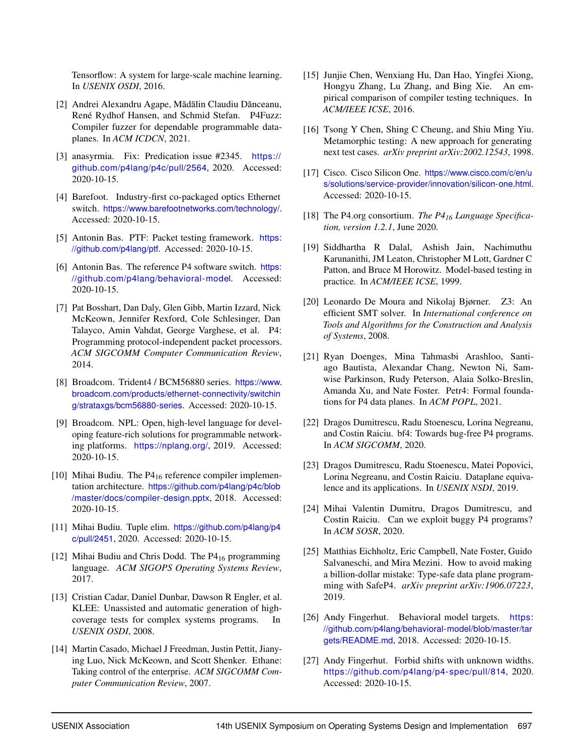Tensorflow: A system for large-scale machine learning. In *USENIX OSDI*, 2016.

[2] Andrei Alexandru Agape, Mădălin Claudiu Dănceanu, René Rydhof Hansen, and Schmid Stefan. P4Fuzz: Compiler fuzzer for dependable programmable dataplanes. In *ACM ICDCN*, 2021.

[3] anasyrmia. Fix: Predication issue #2345. https://github.com/p4lang/p4c/pull/2564, 2020. Accessed: 2020-10-15.

[4] Barefoot. Industry-first co-packaged optics Ethernet switch. https://www.barefootnetworks.com/technology/. Accessed: 2020-10-15.

[5] Antonin Bas. PTF: Packet testing framework. https://github.com/p4lang/ptf. Accessed: 2020-10-15.

[6] Antonin Bas. The reference P4 software switch. https://github.com/p4lang/behavioral-model. Accessed: 2020-10-15.

[7] Pat Bosshart, Dan Daly, Glen Gibb, Martin Izzard, Nick McKeown, Jennifer Rexford, Cole Schlesinger, Dan Talayco, Amin Vahdat, George Varghese, et al. P4: Programming protocol-independent packet processors. *ACM SIGCOMM Computer Communication Review*, 2014.

[8] Broadcom. Trident4 / BCM56880 series. https://www.broadcom.com/products/ethernet-connectivity/switching/strataxgs/bcm56880-series. Accessed: 2020-10-15.

[9] Broadcom. NPL: Open, high-level language for developing feature-rich solutions for programmable networking platforms. https://nplang.org/, 2019. Accessed: 2020-10-15.

[10] Mihai Budiu. The $P4_{16}$ reference compiler implementation architecture. https://github.com/p4lang/p4c/blob/master/docs/compiler-design.pptx, 2018. Accessed: 2020-10-15.

[11] Mihai Budiu. Tuple elim. https://github.com/p4lang/p4c/pull/2451, 2020. Accessed: 2020-10-15.

[12] Mihai Budiu and Chris Dodd. The $P4_{16}$ programming language. *ACM SIGOPS Operating Systems Review*, 2017.

[13] Cristian Cadar, Daniel Dunbar, Dawson R Engler, et al. KLEE: Unassisted and automatic generation of high-coverage tests for complex systems programs. In *USENIX OSDI*, 2008.

[14] Martin Casado, Michael J Freedman, Justin Pettit, Jianying Luo, Nick McKeown, and Scott Shenker. Ethane: Taking control of the enterprise. *ACM SIGCOMM Computer Communication Review*, 2007.

[15] Junjie Chen, Wenxiang Hu, Dan Hao, Yingfei Xiong, Hongyu Zhang, Lu Zhang, and Bing Xie. An empirical comparison of compiler testing techniques. In *ACM/IEEE ICSE*, 2016.

[16] Tsong Y Chen, Shing C Cheung, and Shiu Ming Yiu. Metamorphic testing: A new approach for generating next test cases. *arXiv preprint arXiv:2002.12543*, 1998.

[17] Cisco. Cisco Silicon One. https://www.cisco.com/c/en/us/solutions/service-provider/innovation/silicon-one.html. Accessed: 2020-10-15.

[18] The P4.org consortium. *The $P4_{16}$ Language Specification, version 1.2.1*, June 2020.

[19] Siddhartha R Dalal, Ashish Jain, Nachimuthu Karunanithi, JM Leaton, Christopher M Lott, Gardner C Patton, and Bruce M Horowitz. Model-based testing in practice. In *ACM/IEEE ICSE*, 1999.

[20] Leonardo De Moura and Nikolaj Bjørner. Z3: An efficient SMT solver. In *International conference on Tools and Algorithms for the Construction and Analysis of Systems*, 2008.

[21] Ryan Doenges, Mina Tahmasbi Arashloo, Santiago Bautista, Alexandar Chang, Newton Ni, Samwise Parkinson, Rudy Peterson, Alaia Solko-Breslin, Amanda Xu, and Nate Foster. Petr4: Formal foundations for P4 data planes. In *ACM POPL*, 2021.

[22] Dragos Dumitrescu, Radu Stoenescu, Lorina Negreanu, and Costin Raiciu. bf4: Towards bug-free P4 programs. In *ACM SIGCOMM*, 2020.

[23] Dragos Dumitrescu, Radu Stoenescu, Matei Popovici, Lorina Negreanu, and Costin Raiciu. Dataplane equivalence and its applications. In *USENIX NSDI*, 2019.

[24] Mihai Valentin Dumitru, Dragos Dumitrescu, and Costin Raiciu. Can we exploit buggy P4 programs? In *ACM SOSR*, 2020.

[25] Matthias Eichholtz, Eric Campbell, Nate Foster, Guido Salvaneschi, and Mira Mezini. How to avoid making a billion-dollar mistake: Type-safe data plane programming with SafeP4. *arXiv preprint arXiv:1906.07223*, 2019.

[26] Andy Fingerhut. Behavioral model targets. https://github.com/p4lang/behavioral-model/blob/master/targets/README.md, 2018. Accessed: 2020-10-15.

[27] Andy Fingerhut. Forbid shifts with unknown widths. https://github.com/p4lang/p4-spec/pull/814, 2020. Accessed: 2020-10-15.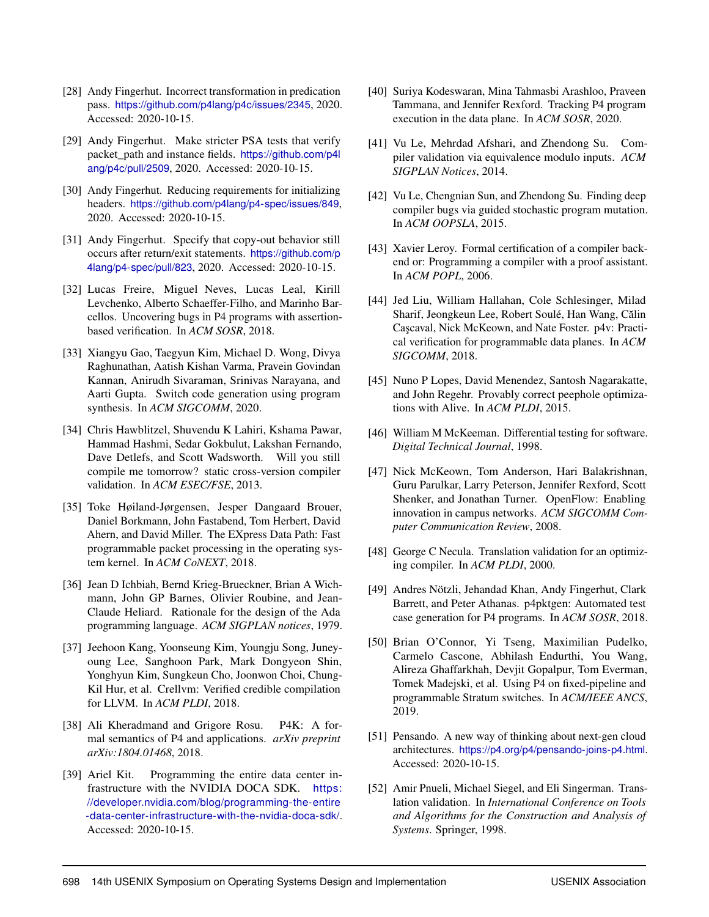[28] Andy Fingerhut. Incorrect transformation in predication pass. https://github.com/p4lang/p4c/issues/2345, 2020. Accessed: 2020-10-15.

[29] Andy Fingerhut. Make stricter PSA tests that verify packet_path and instance fields. https://github.com/p4lang/p4c/pull/2509, 2020. Accessed: 2020-10-15.

[30] Andy Fingerhut. Reducing requirements for initializing headers. https://github.com/p4lang/p4-spec/issues/849, 2020. Accessed: 2020-10-15.

[31] Andy Fingerhut. Specify that copy-out behavior still occurs after return/exit statements. https://github.com/p4lang/p4-spec/pull/823, 2020. Accessed: 2020-10-15.

[32] Lucas Freire, Miguel Neves, Lucas Leal, Kirill Levchenko, Alberto Schaeffer-Filho, and Marinho Barcellos. Uncovering bugs in P4 programs with assertion-based verification. In *ACM SOSR*, 2018.

[33] Xiangyu Gao, Taegyun Kim, Michael D. Wong, Divya Raghunathan, Aatish Kishan Varma, Pravein Govindan Kannan, Anirudh Sivaraman, Srinivas Narayana, and Aarti Gupta. Switch code generation using program synthesis. In *ACM SIGCOMM*, 2020.

[34] Chris Hawblitzel, Shuvendu K Lahiri, Kshama Pawar, Hammad Hashmi, Sedar Gokbulut, Lakshan Fernando, Dave Detlefs, and Scott Wadsworth. Will you still compile me tomorrow? static cross-version compiler validation. In *ACM ESEC/FSE*, 2013.

[35] Toke Høiland-Jørgensen, Jesper Dangaard Brouer, Daniel Borkmann, John Fastabend, Tom Herbert, David Ahern, and David Miller. The EXpress Data Path: Fast programmable packet processing in the operating system kernel. In *ACM CoNEXT*, 2018.

[36] Jean D Ichbiah, Bernd Krieg-Brueckner, Brian A Wichmann, John GP Barnes, Olivier Roubine, and Jean-Claude Heliard. Rationale for the design of the Ada programming language. *ACM SIGPLAN notices*, 1979.

[37] Jeehoon Kang, Yoonseung Kim, Youngju Song, Juneyoung Lee, Sanghoon Park, Mark Dongyeon Shin, Yonghyun Kim, Sungkeun Cho, Joonwon Choi, Chung-Kil Hur, et al. Crellvm: Verified credible compilation for LLVM. In *ACM PLDI*, 2018.

[38] Ali Kheradmand and Grigore Rosu. P4K: A formal semantics of P4 and applications. *arXiv preprint arXiv:1804.01468*, 2018.

[39] Ariel Kit. Programming the entire data center infrastructure with the NVIDIA DOCA SDK. https://developer.nvidia.com/blog/programming-the-entire-data-center-infrastructure-with-the-nvidia-doca-sdk/. Accessed: 2020-10-15.

[40] Suriya Kodeswaran, Mina Tahmasbi Arashloo, Praveen Tammana, and Jennifer Rexford. Tracking P4 program execution in the data plane. In *ACM SOSR*, 2020.

[41] Vu Le, Mehrdad Afshari, and Zhendong Su. Compiler validation via equivalence modulo inputs. *ACM SIGPLAN Notices*, 2014.

[42] Vu Le, Chengnian Sun, and Zhendong Su. Finding deep compiler bugs via guided stochastic program mutation. In *ACM OOPSLA*, 2015.

[43] Xavier Leroy. Formal certification of a compiler back-end or: Programming a compiler with a proof assistant. In *ACM POPL*, 2006.

[44] Jed Liu, William Hallahan, Cole Schlesinger, Milad Sharif, Jeongkeun Lee, Robert Soulé, Han Wang, Călin Caşcaval, Nick McKeown, and Nate Foster. p4v: Practical verification for programmable data planes. In *ACM SIGCOMM*, 2018.

[45] Nuno P Lopes, David Menendez, Santosh Nagarakatte, and John Regehr. Provably correct peephole optimizations with Alive. In *ACM PLDI*, 2015.

[46] William M McKeeman. Differential testing for software. *Digital Technical Journal*, 1998.

[47] Nick McKeown, Tom Anderson, Hari Balakrishnan, Guru Parulkar, Larry Peterson, Jennifer Rexford, Scott Shenker, and Jonathan Turner. OpenFlow: Enabling innovation in campus networks. *ACM SIGCOMM Computer Communication Review*, 2008.

[48] George C Necula. Translation validation for an optimizing compiler. In *ACM PLDI*, 2000.

[49] Andres Nötzli, Jehandad Khan, Andy Fingerhut, Clark Barrett, and Peter Athanas. p4pktgen: Automated test case generation for P4 programs. In *ACM SOSR*, 2018.

[50] Brian O'Connor, Yi Tseng, Maximilian Pudelko, Carmelo Cascone, Abhilash Endurthi, You Wang, Alireza Ghaffarkhah, Devjit Gopalpur, Tom Everman, Tomek Madejski, et al. Using P4 on fixed-pipeline and programmable Stratum switches. In *ACM/IEEE ANCS*, 2019.

[51] Pensando. A new way of thinking about next-gen cloud architectures. https://p4.org/p4/pensando-joins-p4.html. Accessed: 2020-10-15.

[52] Amir Pnueli, Michael Siegel, and Eli Singerman. Translation validation. In *International Conference on Tools and Algorithms for the Construction and Analysis of Systems*. Springer, 1998.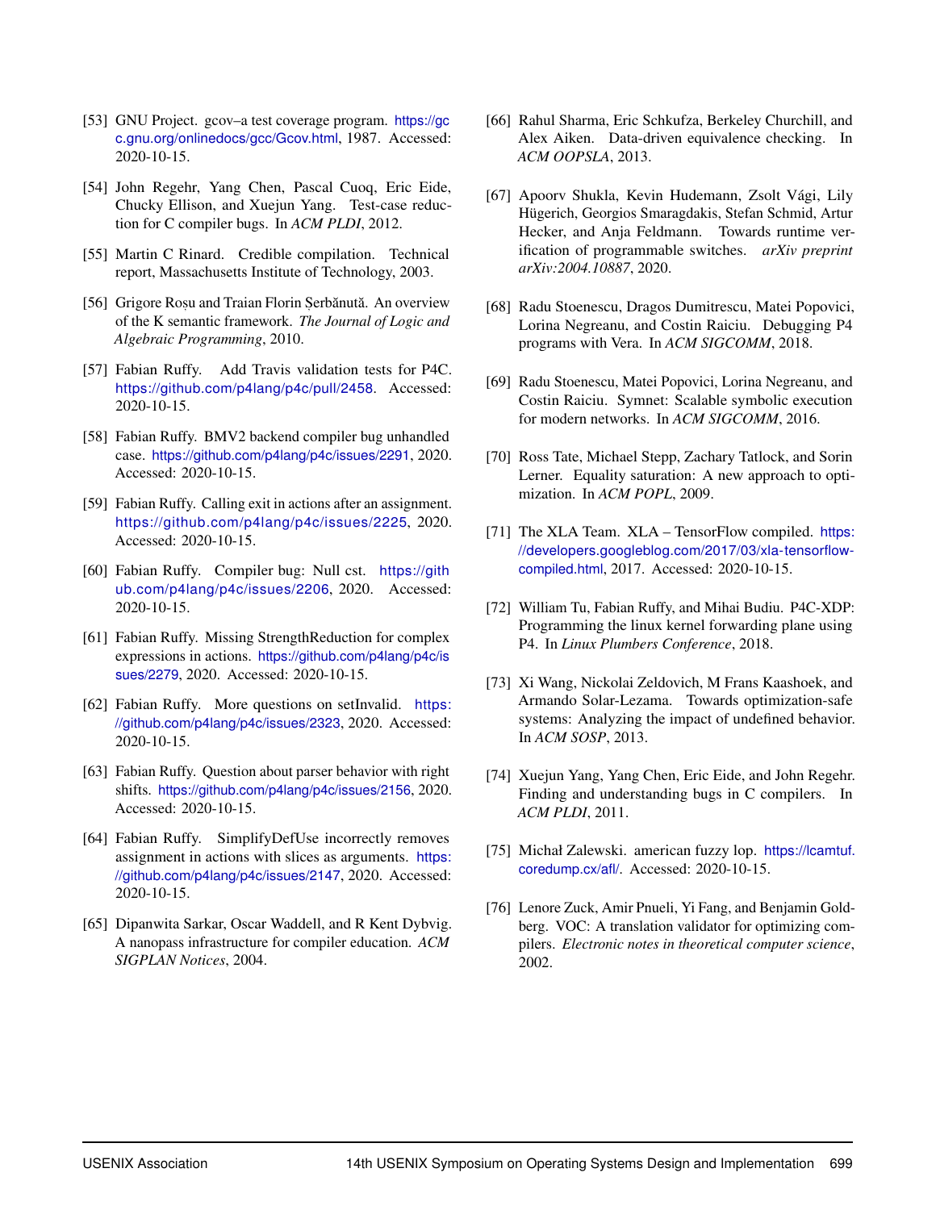[53] GNU Project. gcov–a test coverage program. https://gcc.gnu.org/onlinedocs/gcc/Gcov.html, 1987. Accessed: 2020-10-15.

[54] John Regehr, Yang Chen, Pascal Cuoq, Eric Eide, Chucky Ellison, and Xuejun Yang. Test-case reduction for C compiler bugs. In *ACM PLDI*, 2012.

[55] Martin C Rinard. Credible compilation. Technical report, Massachusetts Institute of Technology, 2003.

[56] Grigore Roșu and Traian Florin Șerbănută. An overview of the K semantic framework. *The Journal of Logic and Algebraic Programming*, 2010.

[57] Fabian Ruffy. Add Travis validation tests for P4C. https://github.com/p4lang/p4c/pull/2458. Accessed: 2020-10-15.

[58] Fabian Ruffy. BMV2 backend compiler bug unhandled case. https://github.com/p4lang/p4c/issues/2291, 2020. Accessed: 2020-10-15.

[59] Fabian Ruffy. Calling exit in actions after an assignment. https://github.com/p4lang/p4c/issues/2225, 2020. Accessed: 2020-10-15.

[60] Fabian Ruffy. Compiler bug: Null cst. https://github.com/p4lang/p4c/issues/2206, 2020. Accessed: 2020-10-15.

[61] Fabian Ruffy. Missing StrengthReduction for complex expressions in actions. https://github.com/p4lang/p4c/issues/2279, 2020. Accessed: 2020-10-15.

[62] Fabian Ruffy. More questions on setInvalid. https://github.com/p4lang/p4c/issues/2323, 2020. Accessed: 2020-10-15.

[63] Fabian Ruffy. Question about parser behavior with right shifts. https://github.com/p4lang/p4c/issues/2156, 2020. Accessed: 2020-10-15.

[64] Fabian Ruffy. SimplifyDefUse incorrectly removes assignment in actions with slices as arguments. https://github.com/p4lang/p4c/issues/2147, 2020. Accessed: 2020-10-15.

[65] Dipanwita Sarkar, Oscar Waddell, and R Kent Dybvig. A nanopass infrastructure for compiler education. *ACM SIGPLAN Notices*, 2004.

[66] Rahul Sharma, Eric Schkufza, Berkeley Churchill, and Alex Aiken. Data-driven equivalence checking. In *ACM OOPSLA*, 2013.

[67] Apoorv Shukla, Kevin Hudemann, Zsolt Vági, Lily Hügerich, Georgios Smaragdakis, Stefan Schmid, Artur Hecker, and Anja Feldmann. Towards runtime verification of programmable switches. *arXiv preprint arXiv:2004.10887*, 2020.

[68] Radu Stoenescu, Dragos Dumitrescu, Matei Popovici, Lorina Negreanu, and Costin Raiciu. Debugging P4 programs with Vera. In *ACM SIGCOMM*, 2018.

[69] Radu Stoenescu, Matei Popovici, Lorina Negreanu, and Costin Raiciu. Symnet: Scalable symbolic execution for modern networks. In *ACM SIGCOMM*, 2016.

[70] Ross Tate, Michael Stepp, Zachary Tatlock, and Sorin Lerner. Equality saturation: A new approach to optimization. In *ACM POPL*, 2009.

[71] The XLA Team. XLA – TensorFlow compiled. https://developers.googleblog.com/2017/03/xla-tensorflow-compiled.html, 2017. Accessed: 2020-10-15.

[72] William Tu, Fabian Ruffy, and Mihai Budiu. P4C-XDP: Programming the linux kernel forwarding plane using P4. In *Linux Plumbers Conference*, 2018.

[73] Xi Wang, Nickolai Zeldovich, M Frans Kaashoek, and Armando Solar-Lezama. Towards optimization-safe systems: Analyzing the impact of undefined behavior. In *ACM SOSP*, 2013.

[74] Xuejun Yang, Yang Chen, Eric Eide, and John Regehr. Finding and understanding bugs in C compilers. In *ACM PLDI*, 2011.

[75] Michał Zalewski. american fuzzy lop. https://lcamtuf.coredump.cx/afl/. Accessed: 2020-10-15.

[76] Lenore Zuck, Amir Pnueli, Yi Fang, and Benjamin Goldberg. VOC: A translation validator for optimizing compilers. *Electronic notes in theoretical computer science*, 2002.